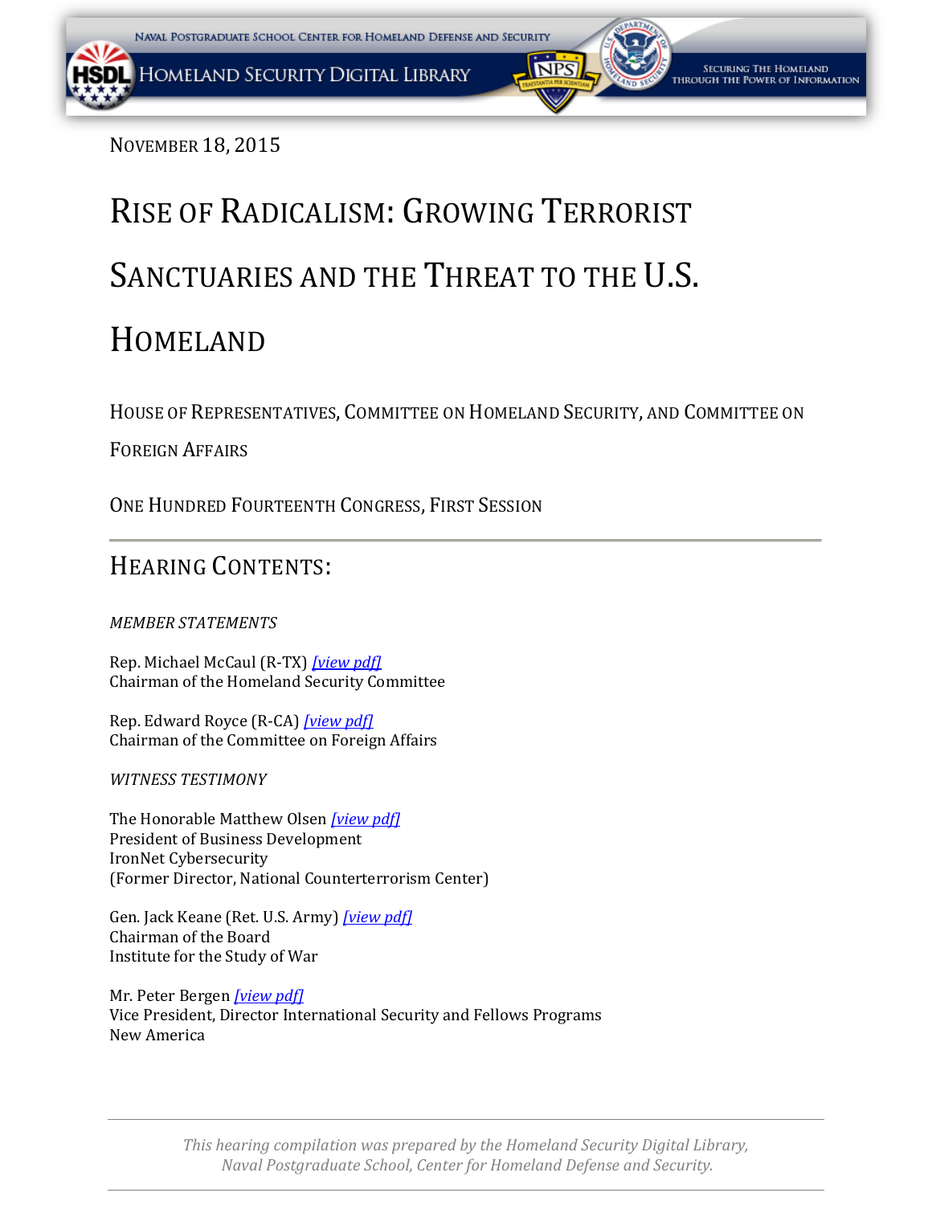NOVEMBER 18, 2015

# RISE OF RADICALISM: GROWING TERRORIST SANCTUARIES AND THE THREAT TO THE U.S. HOMELAND

HOUSE OF REPRESENTATIVES, COMMITTEE ON HOMELAND SECURITY, AND COMMITTEE ON FOREIGN AFFAIRS

ONE HUNDRED FOURTEENTH CONGRESS, FIRST SESSION

## HEARING CONTENTS:

*MEMBER STATEMENTS*

Rep. Michael McCaul (R-TX) *[view pdf]*
Chairman of the Homeland Security Committee

Rep. Edward Royce (R-CA) *[view pdf]*
Chairman of the Committee on Foreign Affairs

*WITNESS TESTIMONY*

The Honorable Matthew Olsen *[view pdf]*
President of Business Development
IronNet Cybersecurity
(Former Director, National Counterterrorism Center)

Gen. Jack Keane (Ret. U.S. Army) *[view pdf]*
Chairman of the Board
Institute for the Study of War

Mr. Peter Bergen *[view pdf]*
Vice President, Director International Security and Fellows Programs
New America

*This hearing compilation was prepared by the Homeland Security Digital Library, Naval Postgraduate School, Center for Homeland Defense and Security.*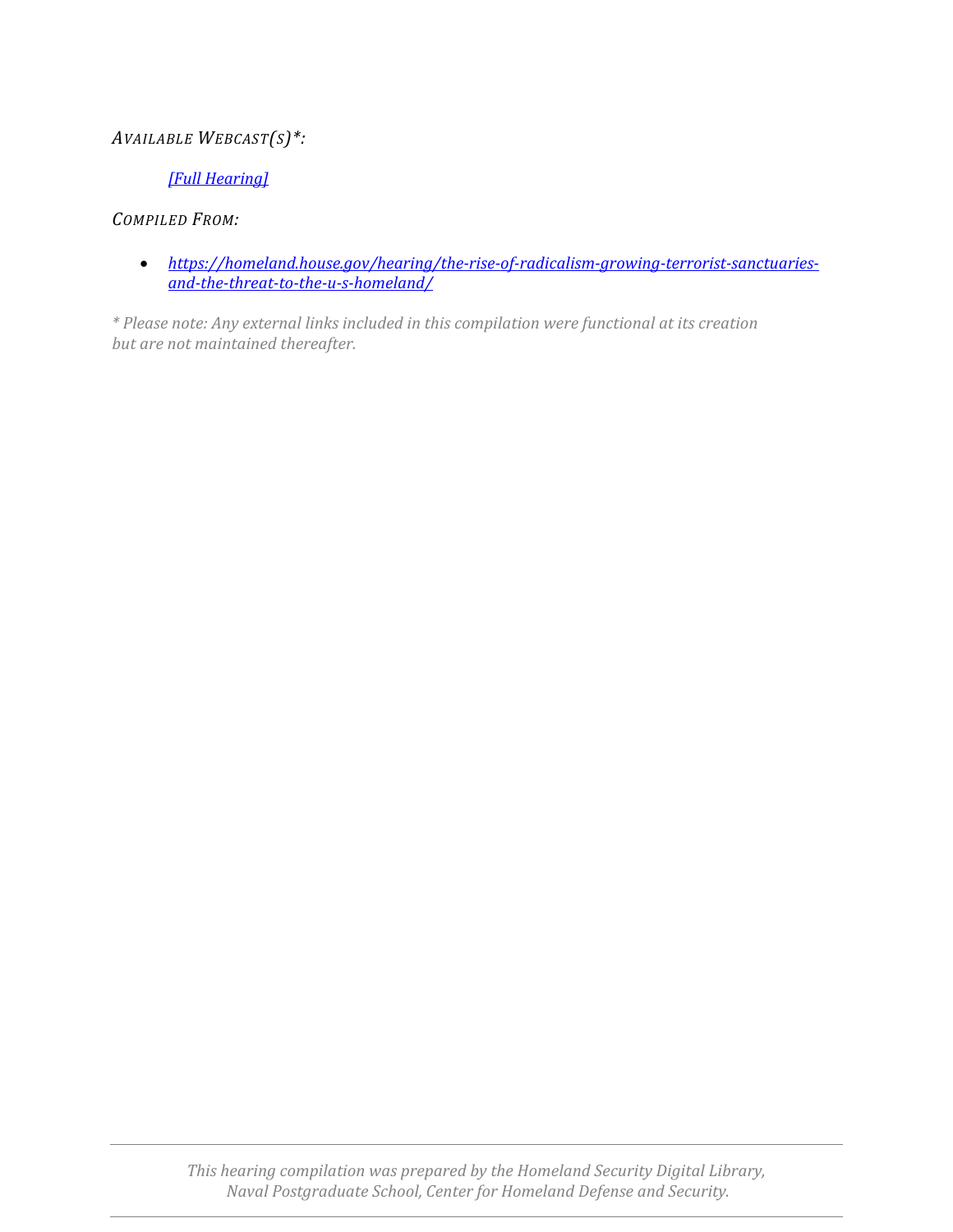*AVAILABLE WEBCAST(S)*:*

*[Full Hearing]*

*COMPILED FROM:*

- *https://homeland.house.gov/hearing/the-rise-of-radicalism-growing-terrorist-sanctuaries-and-the-threat-to-the-u-s-homeland/*

*\* Please note: Any external links included in this compilation were functional at its creation but are not maintained thereafter.*

*This hearing compilation was prepared by the Homeland Security Digital Library, Naval Postgraduate School, Center for Homeland Defense and Security.*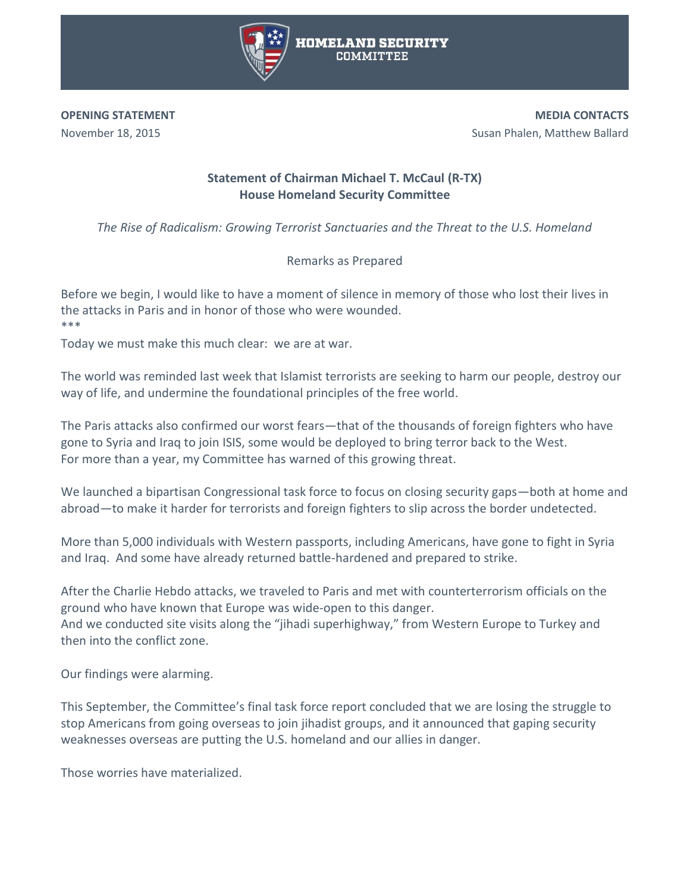**HOMELAND SECURITY COMMITTEE**

**OPENING STATEMENT**
November 18, 2015

**MEDIA CONTACTS**
Susan Phalen, Matthew Ballard

**Statement of Chairman Michael T. McCaul (R-TX)**
**House Homeland Security Committee**

*The Rise of Radicalism: Growing Terrorist Sanctuaries and the Threat to the U.S. Homeland*

Remarks as Prepared

Before we begin, I would like to have a moment of silence in memory of those who lost their lives in the attacks in Paris and in honor of those who were wounded.
***
Today we must make this much clear: we are at war.

The world was reminded last week that Islamist terrorists are seeking to harm our people, destroy our way of life, and undermine the foundational principles of the free world.

The Paris attacks also confirmed our worst fears—that of the thousands of foreign fighters who have gone to Syria and Iraq to join ISIS, some would be deployed to bring terror back to the West. For more than a year, my Committee has warned of this growing threat.

We launched a bipartisan Congressional task force to focus on closing security gaps—both at home and abroad—to make it harder for terrorists and foreign fighters to slip across the border undetected.

More than 5,000 individuals with Western passports, including Americans, have gone to fight in Syria and Iraq. And some have already returned battle-hardened and prepared to strike.

After the Charlie Hebdo attacks, we traveled to Paris and met with counterterrorism officials on the ground who have known that Europe was wide-open to this danger.
And we conducted site visits along the "jihadi superhighway," from Western Europe to Turkey and then into the conflict zone.

Our findings were alarming.

This September, the Committee's final task force report concluded that we are losing the struggle to stop Americans from going overseas to join jihadist groups, and it announced that gaping security weaknesses overseas are putting the U.S. homeland and our allies in danger.

Those worries have materialized.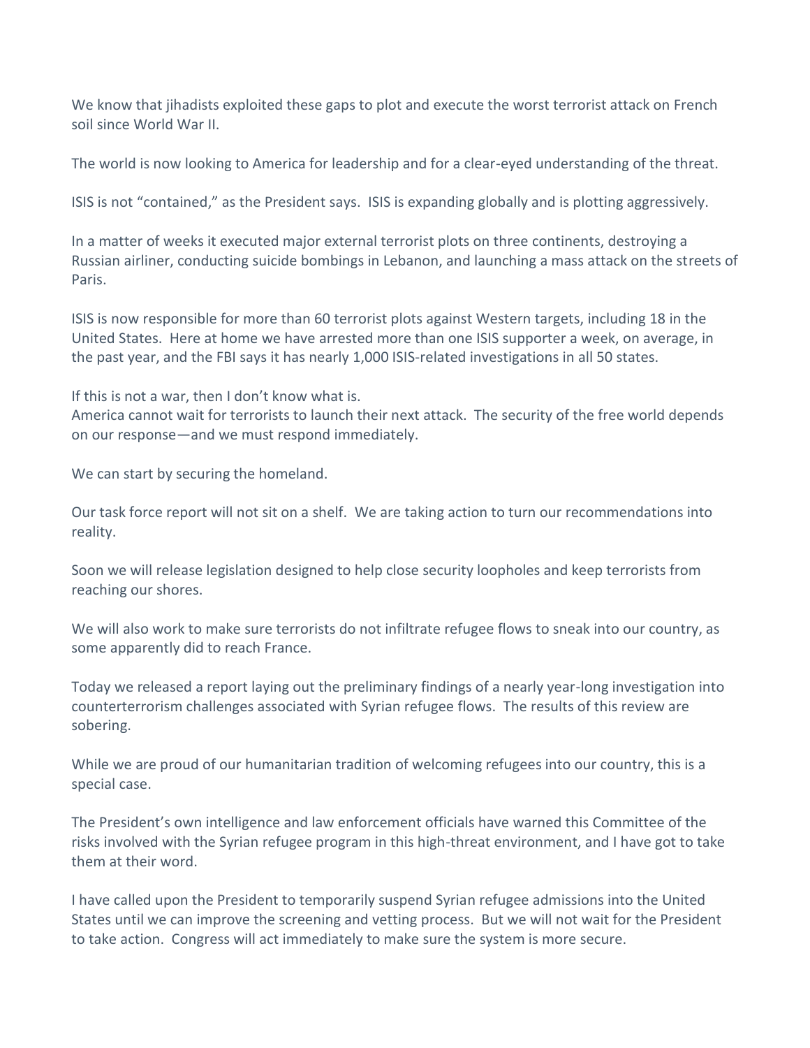We know that jihadists exploited these gaps to plot and execute the worst terrorist attack on French soil since World War II.

The world is now looking to America for leadership and for a clear-eyed understanding of the threat.

ISIS is not "contained," as the President says. ISIS is expanding globally and is plotting aggressively.

In a matter of weeks it executed major external terrorist plots on three continents, destroying a Russian airliner, conducting suicide bombings in Lebanon, and launching a mass attack on the streets of Paris.

ISIS is now responsible for more than 60 terrorist plots against Western targets, including 18 in the United States. Here at home we have arrested more than one ISIS supporter a week, on average, in the past year, and the FBI says it has nearly 1,000 ISIS-related investigations in all 50 states.

If this is not a war, then I don't know what is.
America cannot wait for terrorists to launch their next attack. The security of the free world depends on our response—and we must respond immediately.

We can start by securing the homeland.

Our task force report will not sit on a shelf. We are taking action to turn our recommendations into reality.

Soon we will release legislation designed to help close security loopholes and keep terrorists from reaching our shores.

We will also work to make sure terrorists do not infiltrate refugee flows to sneak into our country, as some apparently did to reach France.

Today we released a report laying out the preliminary findings of a nearly year-long investigation into counterterrorism challenges associated with Syrian refugee flows. The results of this review are sobering.

While we are proud of our humanitarian tradition of welcoming refugees into our country, this is a special case.

The President's own intelligence and law enforcement officials have warned this Committee of the risks involved with the Syrian refugee program in this high-threat environment, and I have got to take them at their word.

I have called upon the President to temporarily suspend Syrian refugee admissions into the United States until we can improve the screening and vetting process. But we will not wait for the President to take action. Congress will act immediately to make sure the system is more secure.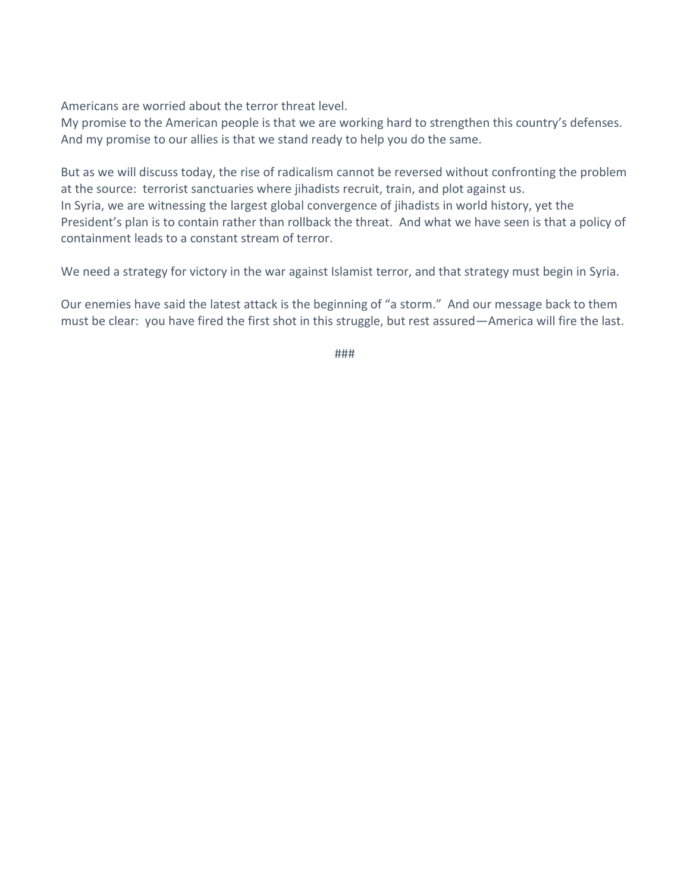Americans are worried about the terror threat level.
My promise to the American people is that we are working hard to strengthen this country's defenses. And my promise to our allies is that we stand ready to help you do the same.

But as we will discuss today, the rise of radicalism cannot be reversed without confronting the problem at the source: terrorist sanctuaries where jihadists recruit, train, and plot against us.
In Syria, we are witnessing the largest global convergence of jihadists in world history, yet the President's plan is to contain rather than rollback the threat. And what we have seen is that a policy of containment leads to a constant stream of terror.

We need a strategy for victory in the war against Islamist terror, and that strategy must begin in Syria.

Our enemies have said the latest attack is the beginning of "a storm." And our message back to them must be clear: you have fired the first shot in this struggle, but rest assured—America will fire the last.

###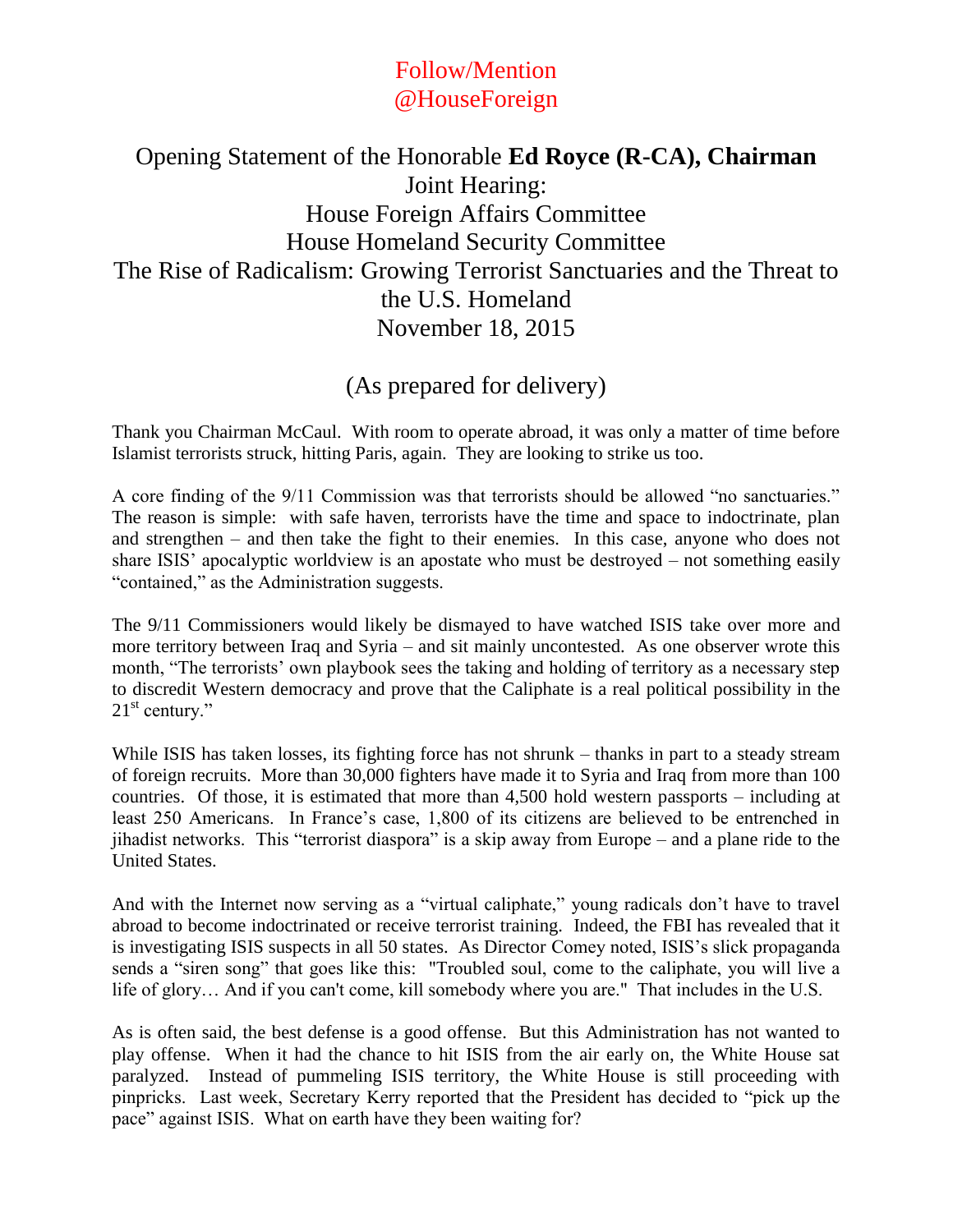Follow/Mention @HouseForeign

# Opening Statement of the Honorable **Ed Royce (R-CA), Chairman**
## Joint Hearing:
## House Foreign Affairs Committee
## House Homeland Security Committee
## The Rise of Radicalism: Growing Terrorist Sanctuaries and the Threat to the U.S. Homeland
## November 18, 2015

(As prepared for delivery)

Thank you Chairman McCaul. With room to operate abroad, it was only a matter of time before Islamist terrorists struck, hitting Paris, again. They are looking to strike us too.

A core finding of the 9/11 Commission was that terrorists should be allowed "no sanctuaries." The reason is simple: with safe haven, terrorists have the time and space to indoctrinate, plan and strengthen – and then take the fight to their enemies. In this case, anyone who does not share ISIS' apocalyptic worldview is an apostate who must be destroyed – not something easily "contained," as the Administration suggests.

The 9/11 Commissioners would likely be dismayed to have watched ISIS take over more and more territory between Iraq and Syria – and sit mainly uncontested. As one observer wrote this month, "The terrorists' own playbook sees the taking and holding of territory as a necessary step to discredit Western democracy and prove that the Caliphate is a real political possibility in the 21st century."

While ISIS has taken losses, its fighting force has not shrunk – thanks in part to a steady stream of foreign recruits. More than 30,000 fighters have made it to Syria and Iraq from more than 100 countries. Of those, it is estimated that more than 4,500 hold western passports – including at least 250 Americans. In France's case, 1,800 of its citizens are believed to be entrenched in jihadist networks. This "terrorist diaspora" is a skip away from Europe – and a plane ride to the United States.

And with the Internet now serving as a "virtual caliphate," young radicals don't have to travel abroad to become indoctrinated or receive terrorist training. Indeed, the FBI has revealed that it is investigating ISIS suspects in all 50 states. As Director Comey noted, ISIS's slick propaganda sends a "siren song" that goes like this: "Troubled soul, come to the caliphate, you will live a life of glory… And if you can't come, kill somebody where you are." That includes in the U.S.

As is often said, the best defense is a good offense. But this Administration has not wanted to play offense. When it had the chance to hit ISIS from the air early on, the White House sat paralyzed. Instead of pummeling ISIS territory, the White House is still proceeding with pinpricks. Last week, Secretary Kerry reported that the President has decided to "pick up the pace" against ISIS. What on earth have they been waiting for?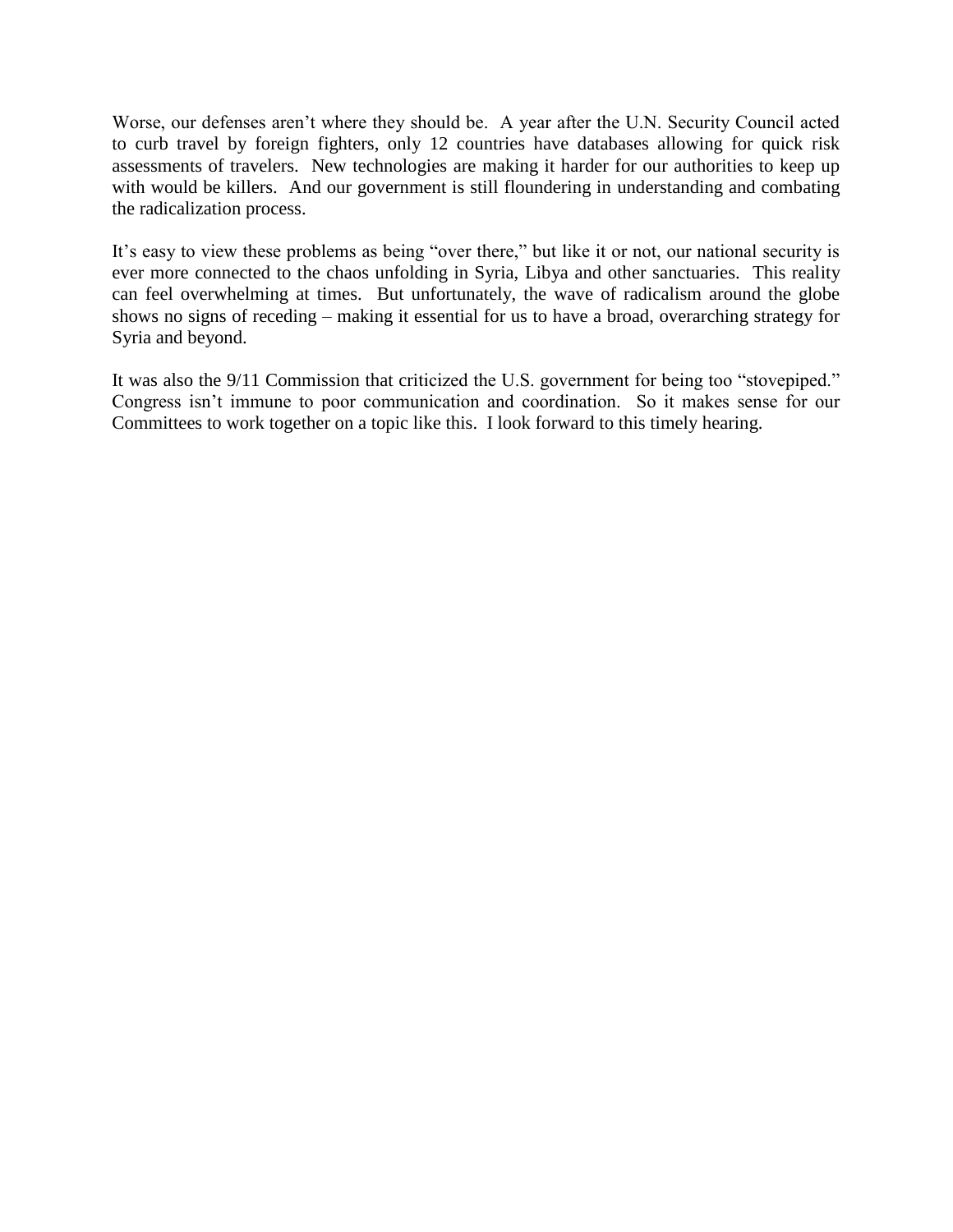Worse, our defenses aren't where they should be. A year after the U.N. Security Council acted to curb travel by foreign fighters, only 12 countries have databases allowing for quick risk assessments of travelers. New technologies are making it harder for our authorities to keep up with would be killers. And our government is still floundering in understanding and combating the radicalization process.

It's easy to view these problems as being "over there," but like it or not, our national security is ever more connected to the chaos unfolding in Syria, Libya and other sanctuaries. This reality can feel overwhelming at times. But unfortunately, the wave of radicalism around the globe shows no signs of receding – making it essential for us to have a broad, overarching strategy for Syria and beyond.

It was also the 9/11 Commission that criticized the U.S. government for being too "stovepiped." Congress isn't immune to poor communication and coordination. So it makes sense for our Committees to work together on a topic like this. I look forward to this timely hearing.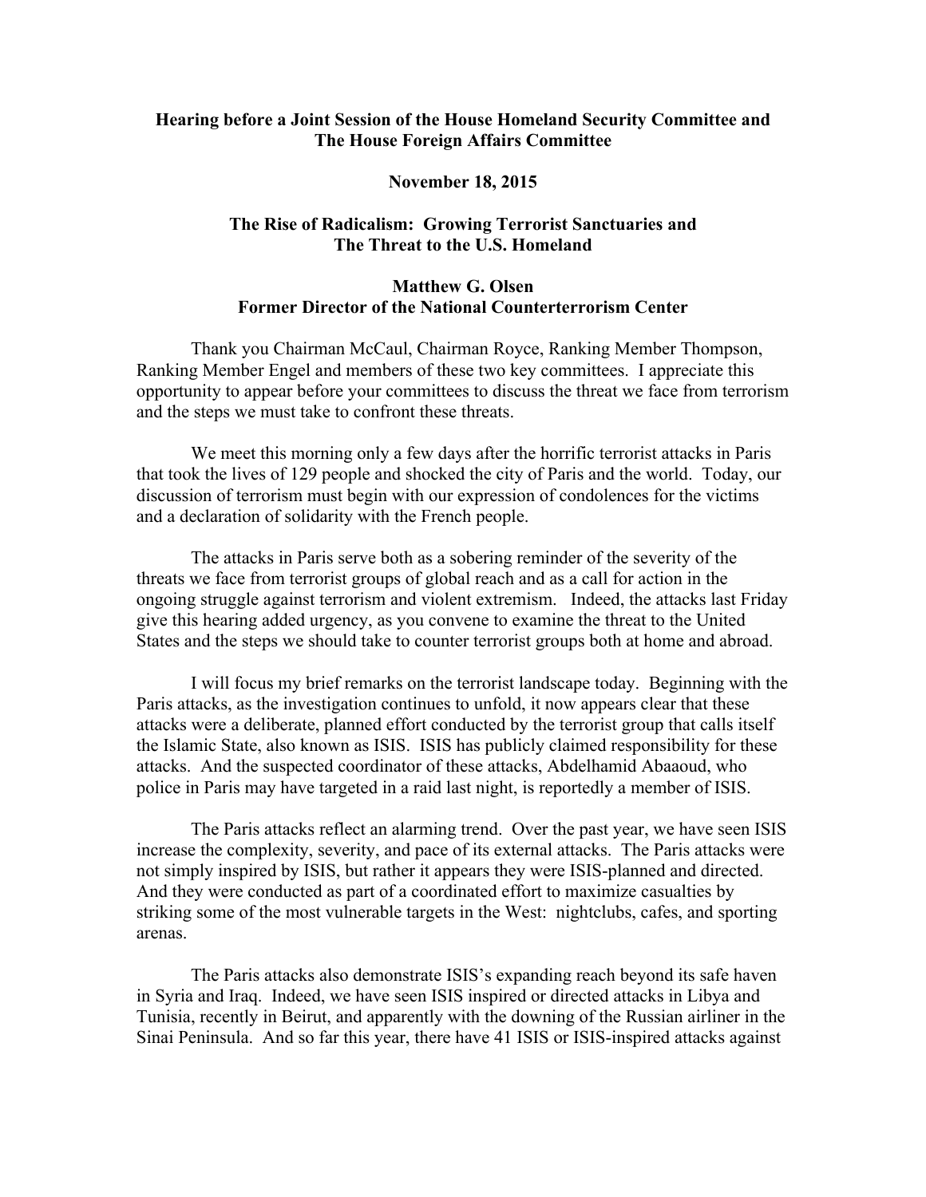**Hearing before a Joint Session of the House Homeland Security Committee and The House Foreign Affairs Committee**

**November 18, 2015**

**The Rise of Radicalism: Growing Terrorist Sanctuaries and The Threat to the U.S. Homeland**

**Matthew G. Olsen**
**Former Director of the National Counterterrorism Center**

Thank you Chairman McCaul, Chairman Royce, Ranking Member Thompson, Ranking Member Engel and members of these two key committees. I appreciate this opportunity to appear before your committees to discuss the threat we face from terrorism and the steps we must take to confront these threats.

We meet this morning only a few days after the horrific terrorist attacks in Paris that took the lives of 129 people and shocked the city of Paris and the world. Today, our discussion of terrorism must begin with our expression of condolences for the victims and a declaration of solidarity with the French people.

The attacks in Paris serve both as a sobering reminder of the severity of the threats we face from terrorist groups of global reach and as a call for action in the ongoing struggle against terrorism and violent extremism. Indeed, the attacks last Friday give this hearing added urgency, as you convene to examine the threat to the United States and the steps we should take to counter terrorist groups both at home and abroad.

I will focus my brief remarks on the terrorist landscape today. Beginning with the Paris attacks, as the investigation continues to unfold, it now appears clear that these attacks were a deliberate, planned effort conducted by the terrorist group that calls itself the Islamic State, also known as ISIS. ISIS has publicly claimed responsibility for these attacks. And the suspected coordinator of these attacks, Abdelhamid Abaaoud, who police in Paris may have targeted in a raid last night, is reportedly a member of ISIS.

The Paris attacks reflect an alarming trend. Over the past year, we have seen ISIS increase the complexity, severity, and pace of its external attacks. The Paris attacks were not simply inspired by ISIS, but rather it appears they were ISIS-planned and directed. And they were conducted as part of a coordinated effort to maximize casualties by striking some of the most vulnerable targets in the West: nightclubs, cafes, and sporting arenas.

The Paris attacks also demonstrate ISIS's expanding reach beyond its safe haven in Syria and Iraq. Indeed, we have seen ISIS inspired or directed attacks in Libya and Tunisia, recently in Beirut, and apparently with the downing of the Russian airliner in the Sinai Peninsula. And so far this year, there have 41 ISIS or ISIS-inspired attacks against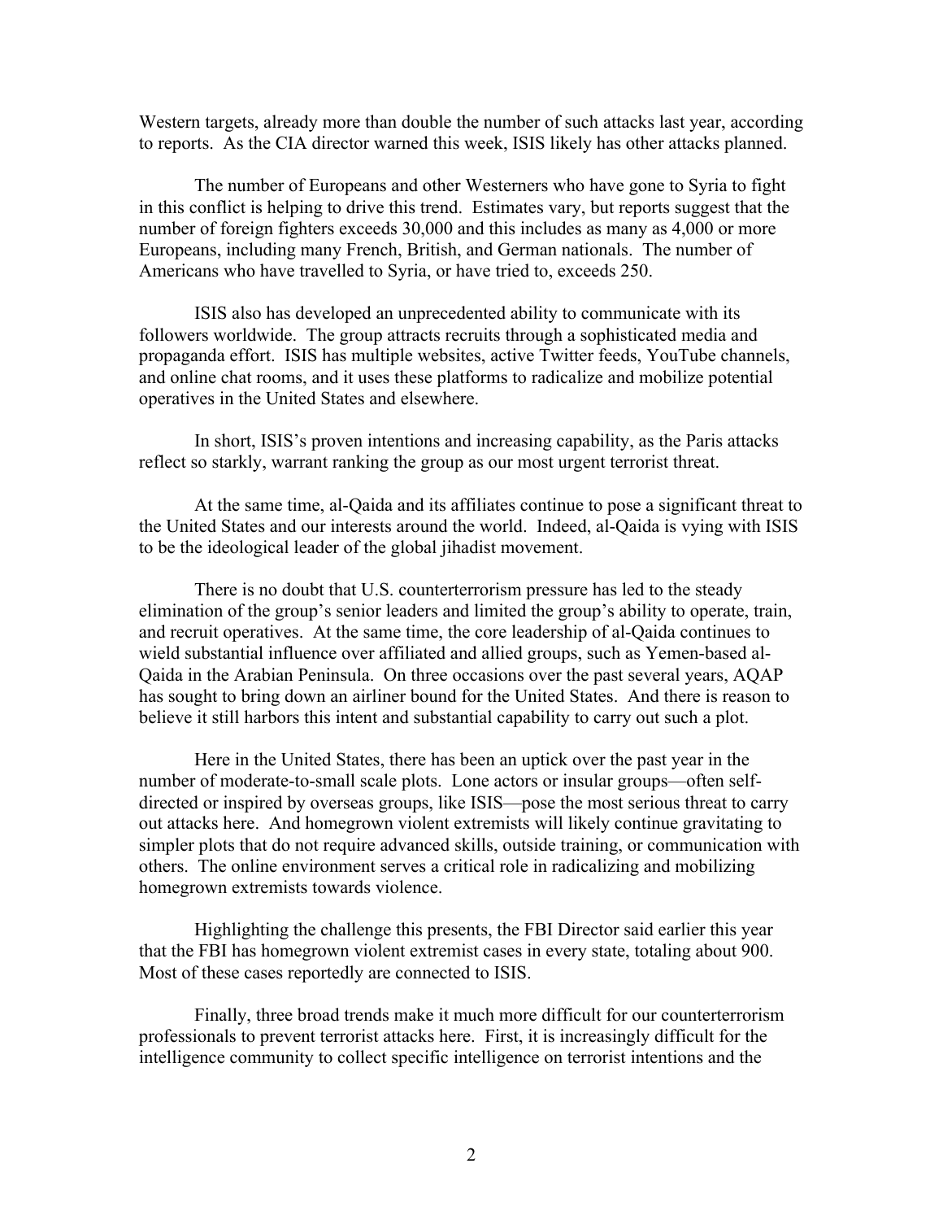Western targets, already more than double the number of such attacks last year, according to reports. As the CIA director warned this week, ISIS likely has other attacks planned.

The number of Europeans and other Westerners who have gone to Syria to fight in this conflict is helping to drive this trend. Estimates vary, but reports suggest that the number of foreign fighters exceeds 30,000 and this includes as many as 4,000 or more Europeans, including many French, British, and German nationals. The number of Americans who have travelled to Syria, or have tried to, exceeds 250.

ISIS also has developed an unprecedented ability to communicate with its followers worldwide. The group attracts recruits through a sophisticated media and propaganda effort. ISIS has multiple websites, active Twitter feeds, YouTube channels, and online chat rooms, and it uses these platforms to radicalize and mobilize potential operatives in the United States and elsewhere.

In short, ISIS's proven intentions and increasing capability, as the Paris attacks reflect so starkly, warrant ranking the group as our most urgent terrorist threat.

At the same time, al-Qaida and its affiliates continue to pose a significant threat to the United States and our interests around the world. Indeed, al-Qaida is vying with ISIS to be the ideological leader of the global jihadist movement.

There is no doubt that U.S. counterterrorism pressure has led to the steady elimination of the group's senior leaders and limited the group's ability to operate, train, and recruit operatives. At the same time, the core leadership of al-Qaida continues to wield substantial influence over affiliated and allied groups, such as Yemen-based al-Qaida in the Arabian Peninsula. On three occasions over the past several years, AQAP has sought to bring down an airliner bound for the United States. And there is reason to believe it still harbors this intent and substantial capability to carry out such a plot.

Here in the United States, there has been an uptick over the past year in the number of moderate-to-small scale plots. Lone actors or insular groups—often self-directed or inspired by overseas groups, like ISIS—pose the most serious threat to carry out attacks here. And homegrown violent extremists will likely continue gravitating to simpler plots that do not require advanced skills, outside training, or communication with others. The online environment serves a critical role in radicalizing and mobilizing homegrown extremists towards violence.

Highlighting the challenge this presents, the FBI Director said earlier this year that the FBI has homegrown violent extremist cases in every state, totaling about 900. Most of these cases reportedly are connected to ISIS.

Finally, three broad trends make it much more difficult for our counterterrorism professionals to prevent terrorist attacks here. First, it is increasingly difficult for the intelligence community to collect specific intelligence on terrorist intentions and the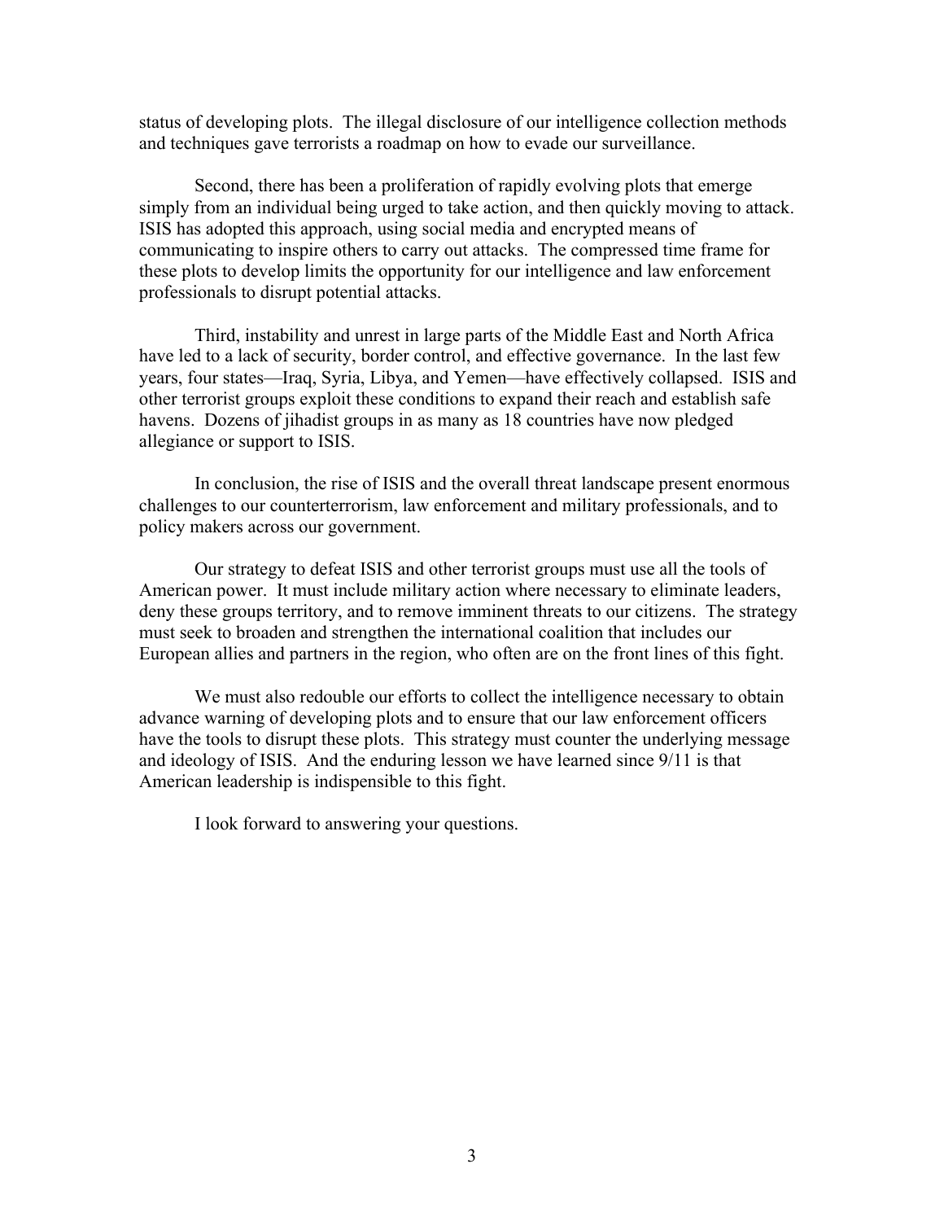status of developing plots. The illegal disclosure of our intelligence collection methods and techniques gave terrorists a roadmap on how to evade our surveillance.

Second, there has been a proliferation of rapidly evolving plots that emerge simply from an individual being urged to take action, and then quickly moving to attack. ISIS has adopted this approach, using social media and encrypted means of communicating to inspire others to carry out attacks. The compressed time frame for these plots to develop limits the opportunity for our intelligence and law enforcement professionals to disrupt potential attacks.

Third, instability and unrest in large parts of the Middle East and North Africa have led to a lack of security, border control, and effective governance. In the last few years, four states—Iraq, Syria, Libya, and Yemen—have effectively collapsed. ISIS and other terrorist groups exploit these conditions to expand their reach and establish safe havens. Dozens of jihadist groups in as many as 18 countries have now pledged allegiance or support to ISIS.

In conclusion, the rise of ISIS and the overall threat landscape present enormous challenges to our counterterrorism, law enforcement and military professionals, and to policy makers across our government.

Our strategy to defeat ISIS and other terrorist groups must use all the tools of American power. It must include military action where necessary to eliminate leaders, deny these groups territory, and to remove imminent threats to our citizens. The strategy must seek to broaden and strengthen the international coalition that includes our European allies and partners in the region, who often are on the front lines of this fight.

We must also redouble our efforts to collect the intelligence necessary to obtain advance warning of developing plots and to ensure that our law enforcement officers have the tools to disrupt these plots. This strategy must counter the underlying message and ideology of ISIS. And the enduring lesson we have learned since 9/11 is that American leadership is indispensible to this fight.

I look forward to answering your questions.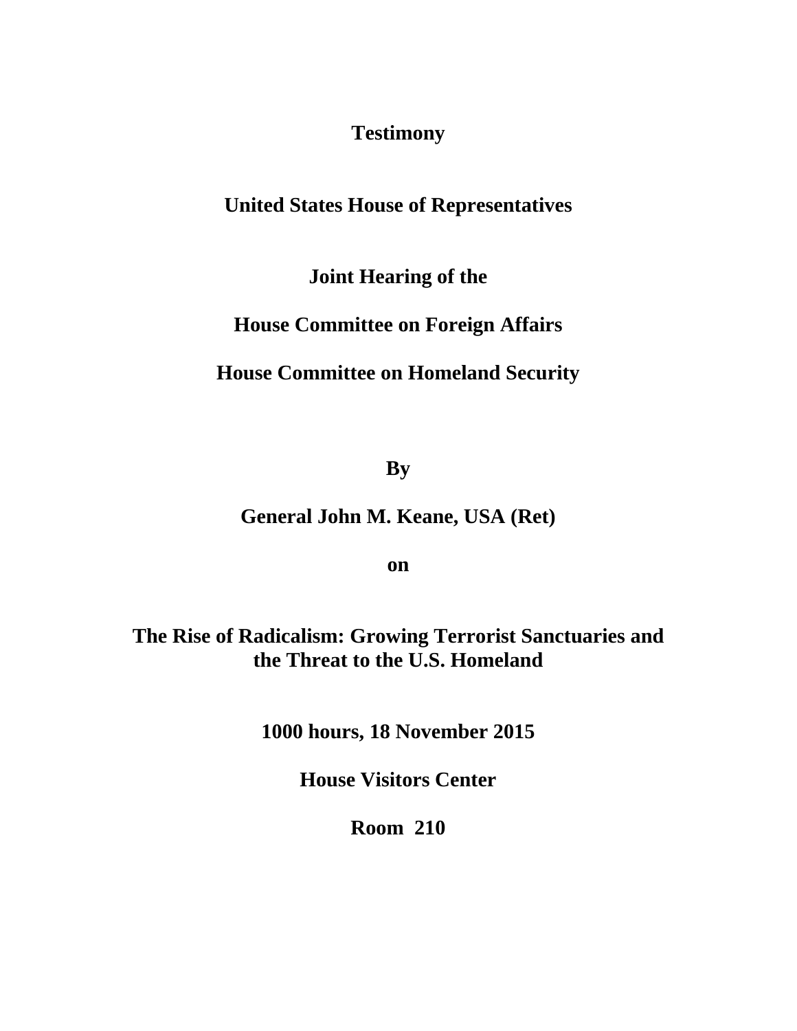**Testimony**

**United States House of Representatives**

**Joint Hearing of the**

**House Committee on Foreign Affairs**

**House Committee on Homeland Security**

**By**

**General John M. Keane, USA (Ret)**

**on**

**The Rise of Radicalism: Growing Terrorist Sanctuaries and the Threat to the U.S. Homeland**

**1000 hours, 18 November 2015**

**House Visitors Center**

**Room 210**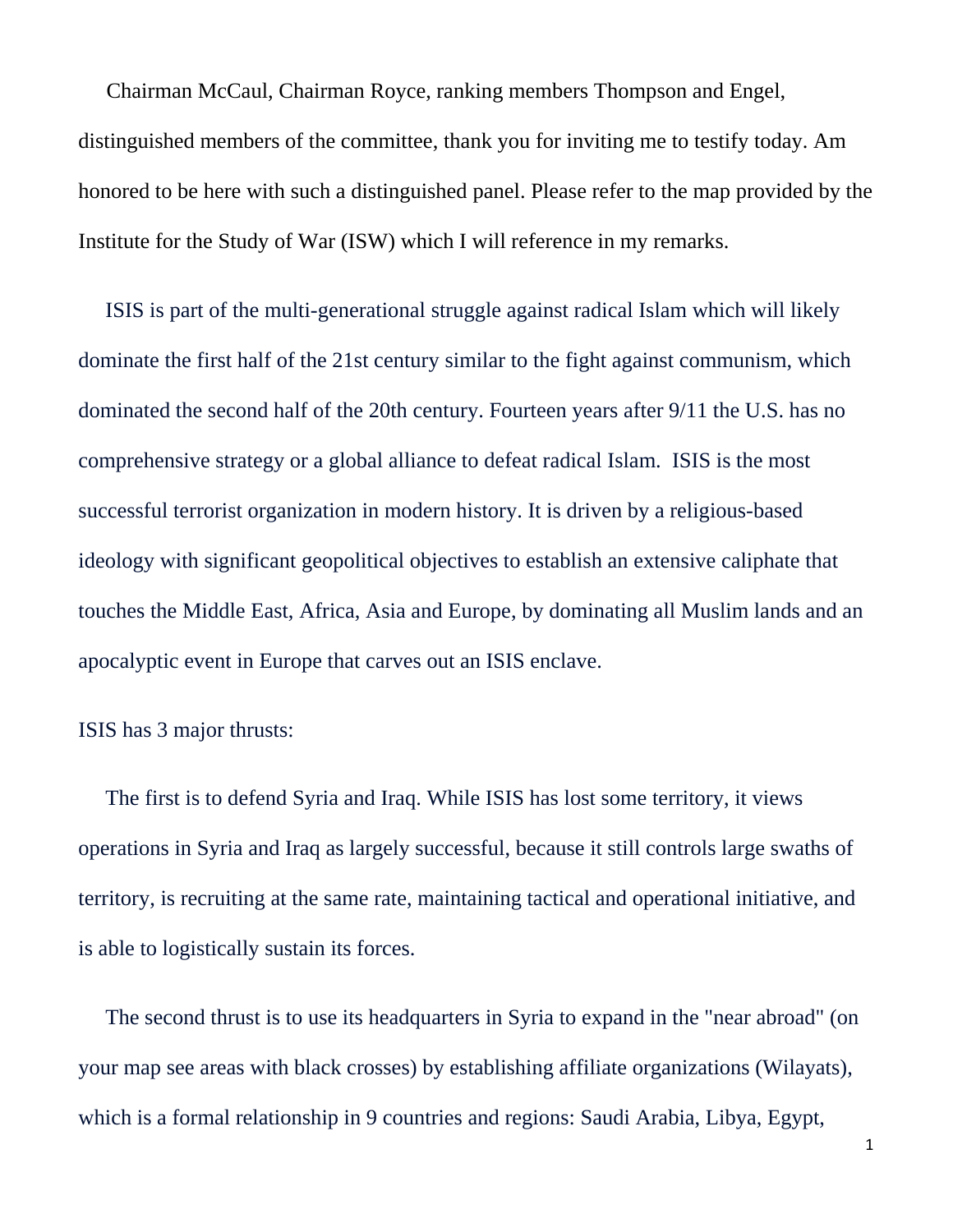Chairman McCaul, Chairman Royce, ranking members Thompson and Engel, distinguished members of the committee, thank you for inviting me to testify today. Am honored to be here with such a distinguished panel. Please refer to the map provided by the Institute for the Study of War (ISW) which I will reference in my remarks.

ISIS is part of the multi-generational struggle against radical Islam which will likely dominate the first half of the 21st century similar to the fight against communism, which dominated the second half of the 20th century. Fourteen years after 9/11 the U.S. has no comprehensive strategy or a global alliance to defeat radical Islam. ISIS is the most successful terrorist organization in modern history. It is driven by a religious-based ideology with significant geopolitical objectives to establish an extensive caliphate that touches the Middle East, Africa, Asia and Europe, by dominating all Muslim lands and an apocalyptic event in Europe that carves out an ISIS enclave.

ISIS has 3 major thrusts:

The first is to defend Syria and Iraq. While ISIS has lost some territory, it views operations in Syria and Iraq as largely successful, because it still controls large swaths of territory, is recruiting at the same rate, maintaining tactical and operational initiative, and is able to logistically sustain its forces.

The second thrust is to use its headquarters in Syria to expand in the "near abroad" (on your map see areas with black crosses) by establishing affiliate organizations (Wilayats), which is a formal relationship in 9 countries and regions: Saudi Arabia, Libya, Egypt,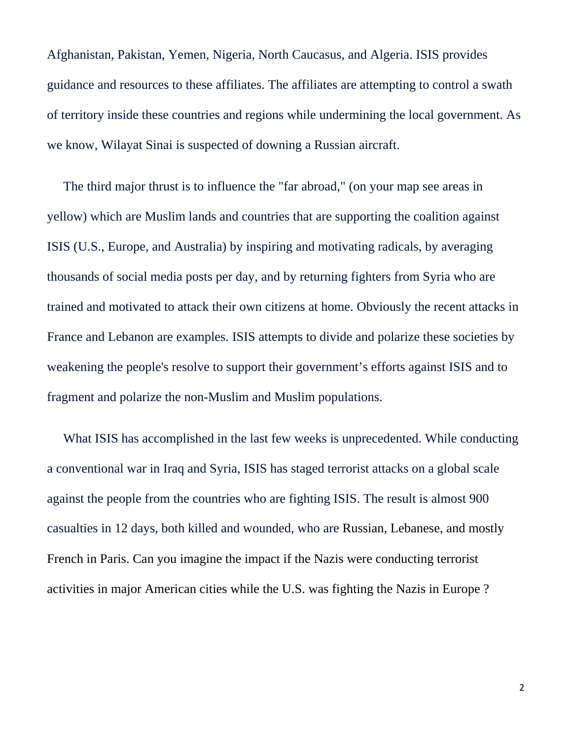Afghanistan, Pakistan, Yemen, Nigeria, North Caucasus, and Algeria. ISIS provides guidance and resources to these affiliates. The affiliates are attempting to control a swath of territory inside these countries and regions while undermining the local government. As we know, Wilayat Sinai is suspected of downing a Russian aircraft.

The third major thrust is to influence the "far abroad," (on your map see areas in yellow) which are Muslim lands and countries that are supporting the coalition against ISIS (U.S., Europe, and Australia) by inspiring and motivating radicals, by averaging thousands of social media posts per day, and by returning fighters from Syria who are trained and motivated to attack their own citizens at home. Obviously the recent attacks in France and Lebanon are examples. ISIS attempts to divide and polarize these societies by weakening the people's resolve to support their government's efforts against ISIS and to fragment and polarize the non-Muslim and Muslim populations.

What ISIS has accomplished in the last few weeks is unprecedented. While conducting a conventional war in Iraq and Syria, ISIS has staged terrorist attacks on a global scale against the people from the countries who are fighting ISIS. The result is almost 900 casualties in 12 days, both killed and wounded, who are Russian, Lebanese, and mostly French in Paris. Can you imagine the impact if the Nazis were conducting terrorist activities in major American cities while the U.S. was fighting the Nazis in Europe ?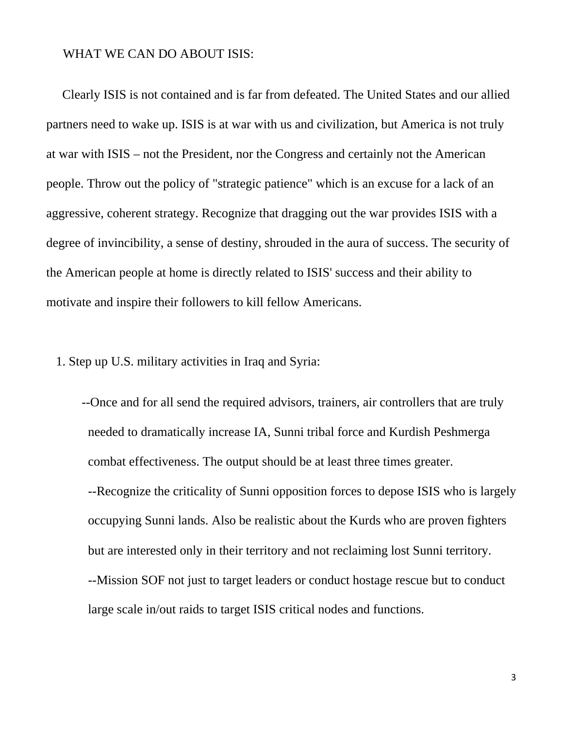WHAT WE CAN DO ABOUT ISIS:

Clearly ISIS is not contained and is far from defeated. The United States and our allied partners need to wake up. ISIS is at war with us and civilization, but America is not truly at war with ISIS – not the President, nor the Congress and certainly not the American people. Throw out the policy of "strategic patience" which is an excuse for a lack of an aggressive, coherent strategy. Recognize that dragging out the war provides ISIS with a degree of invincibility, a sense of destiny, shrouded in the aura of success. The security of the American people at home is directly related to ISIS' success and their ability to motivate and inspire their followers to kill fellow Americans.

1. Step up U.S. military activities in Iraq and Syria:

   --Once and for all send the required advisors, trainers, air controllers that are truly needed to dramatically increase IA, Sunni tribal force and Kurdish Peshmerga combat effectiveness. The output should be at least three times greater.

   --Recognize the criticality of Sunni opposition forces to depose ISIS who is largely occupying Sunni lands. Also be realistic about the Kurds who are proven fighters but are interested only in their territory and not reclaiming lost Sunni territory.

   --Mission SOF not just to target leaders or conduct hostage rescue but to conduct large scale in/out raids to target ISIS critical nodes and functions.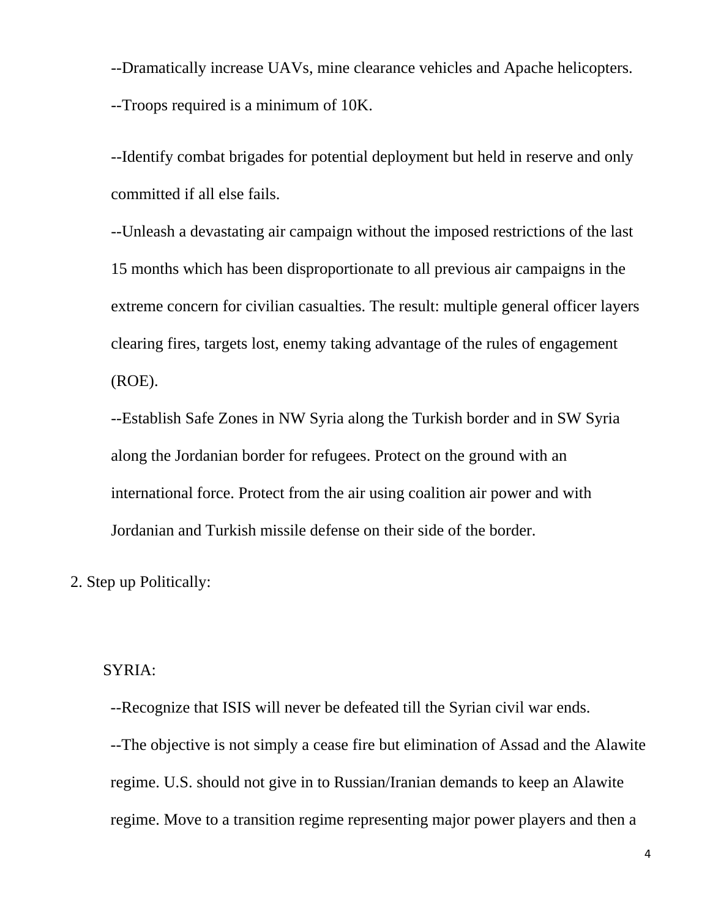--Dramatically increase UAVs, mine clearance vehicles and Apache helicopters.

--Troops required is a minimum of 10K.

--Identify combat brigades for potential deployment but held in reserve and only committed if all else fails.

--Unleash a devastating air campaign without the imposed restrictions of the last 15 months which has been disproportionate to all previous air campaigns in the extreme concern for civilian casualties. The result: multiple general officer layers clearing fires, targets lost, enemy taking advantage of the rules of engagement (ROE).

--Establish Safe Zones in NW Syria along the Turkish border and in SW Syria along the Jordanian border for refugees. Protect on the ground with an international force. Protect from the air using coalition air power and with Jordanian and Turkish missile defense on their side of the border.

2. Step up Politically:

SYRIA:

--Recognize that ISIS will never be defeated till the Syrian civil war ends.

--The objective is not simply a cease fire but elimination of Assad and the Alawite regime. U.S. should not give in to Russian/Iranian demands to keep an Alawite regime. Move to a transition regime representing major power players and then a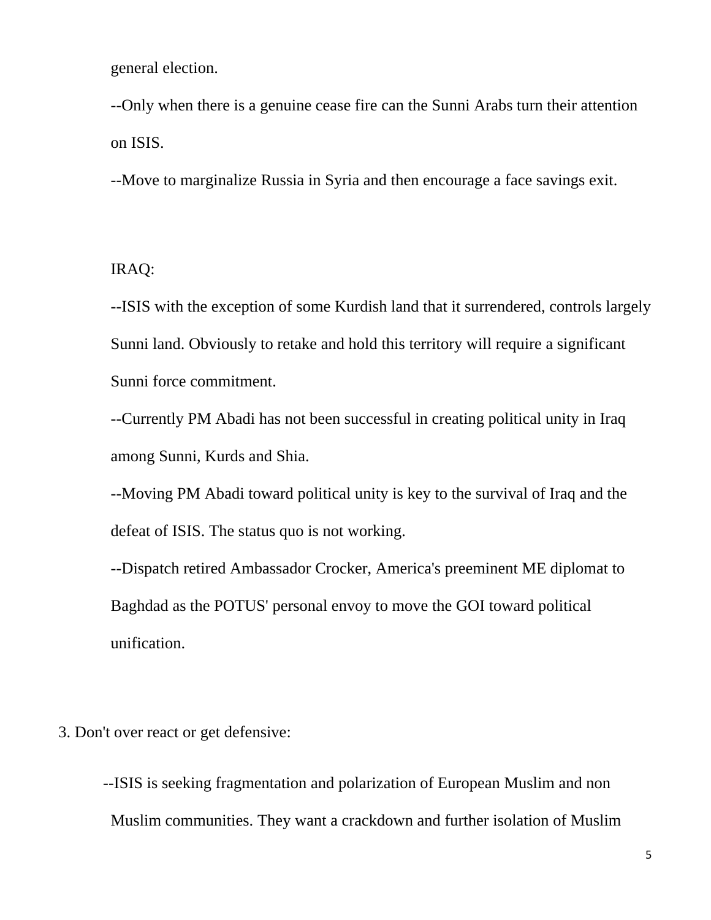general election.

--Only when there is a genuine cease fire can the Sunni Arabs turn their attention on ISIS.

--Move to marginalize Russia in Syria and then encourage a face savings exit.

IRAQ:

--ISIS with the exception of some Kurdish land that it surrendered, controls largely Sunni land. Obviously to retake and hold this territory will require a significant Sunni force commitment.

--Currently PM Abadi has not been successful in creating political unity in Iraq among Sunni, Kurds and Shia.

--Moving PM Abadi toward political unity is key to the survival of Iraq and the defeat of ISIS. The status quo is not working.

--Dispatch retired Ambassador Crocker, America's preeminent ME diplomat to Baghdad as the POTUS' personal envoy to move the GOI toward political unification.

3. Don't over react or get defensive:

--ISIS is seeking fragmentation and polarization of European Muslim and non Muslim communities. They want a crackdown and further isolation of Muslim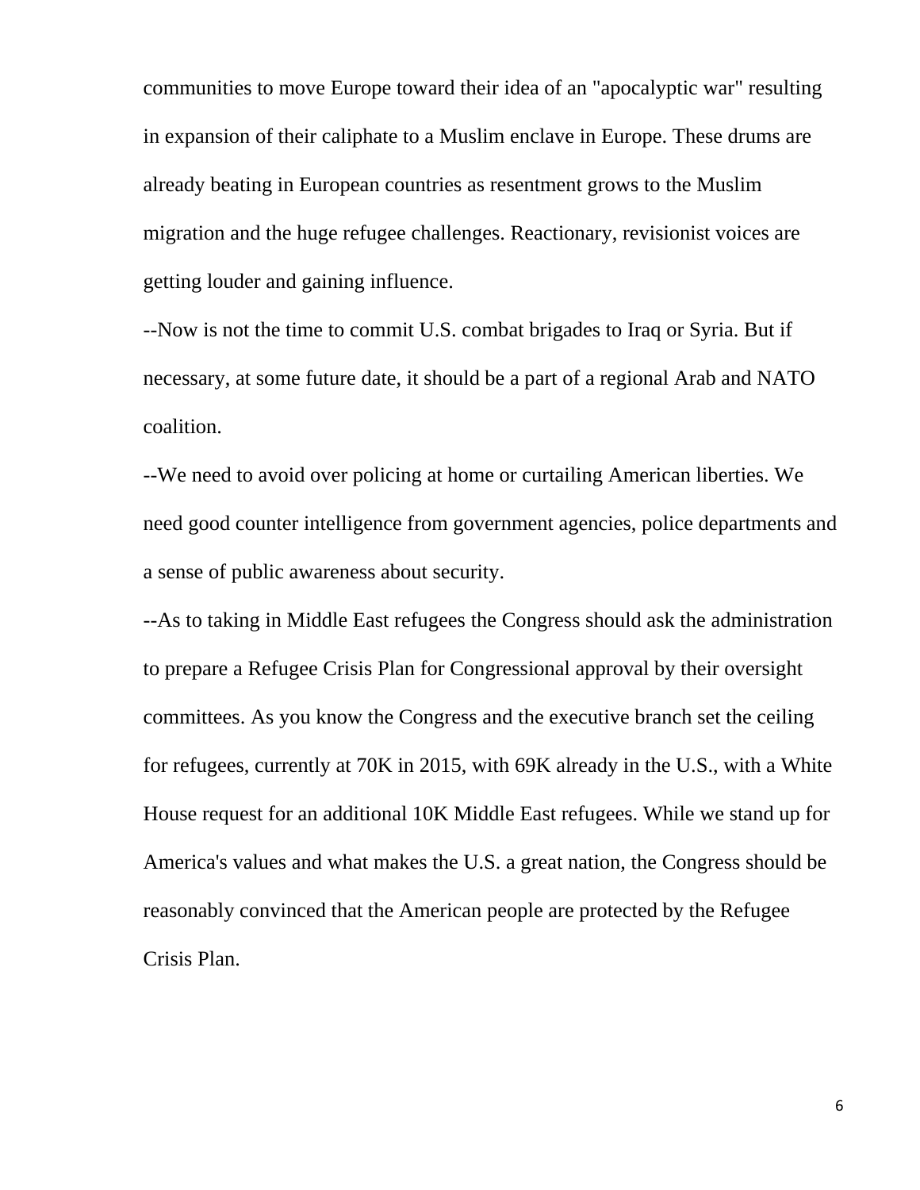communities to move Europe toward their idea of an "apocalyptic war" resulting in expansion of their caliphate to a Muslim enclave in Europe. These drums are already beating in European countries as resentment grows to the Muslim migration and the huge refugee challenges. Reactionary, revisionist voices are getting louder and gaining influence.

--Now is not the time to commit U.S. combat brigades to Iraq or Syria. But if necessary, at some future date, it should be a part of a regional Arab and NATO coalition.

--We need to avoid over policing at home or curtailing American liberties. We need good counter intelligence from government agencies, police departments and a sense of public awareness about security.

--As to taking in Middle East refugees the Congress should ask the administration to prepare a Refugee Crisis Plan for Congressional approval by their oversight committees. As you know the Congress and the executive branch set the ceiling for refugees, currently at 70K in 2015, with 69K already in the U.S., with a White House request for an additional 10K Middle East refugees. While we stand up for America's values and what makes the U.S. a great nation, the Congress should be reasonably convinced that the American people are protected by the Refugee Crisis Plan.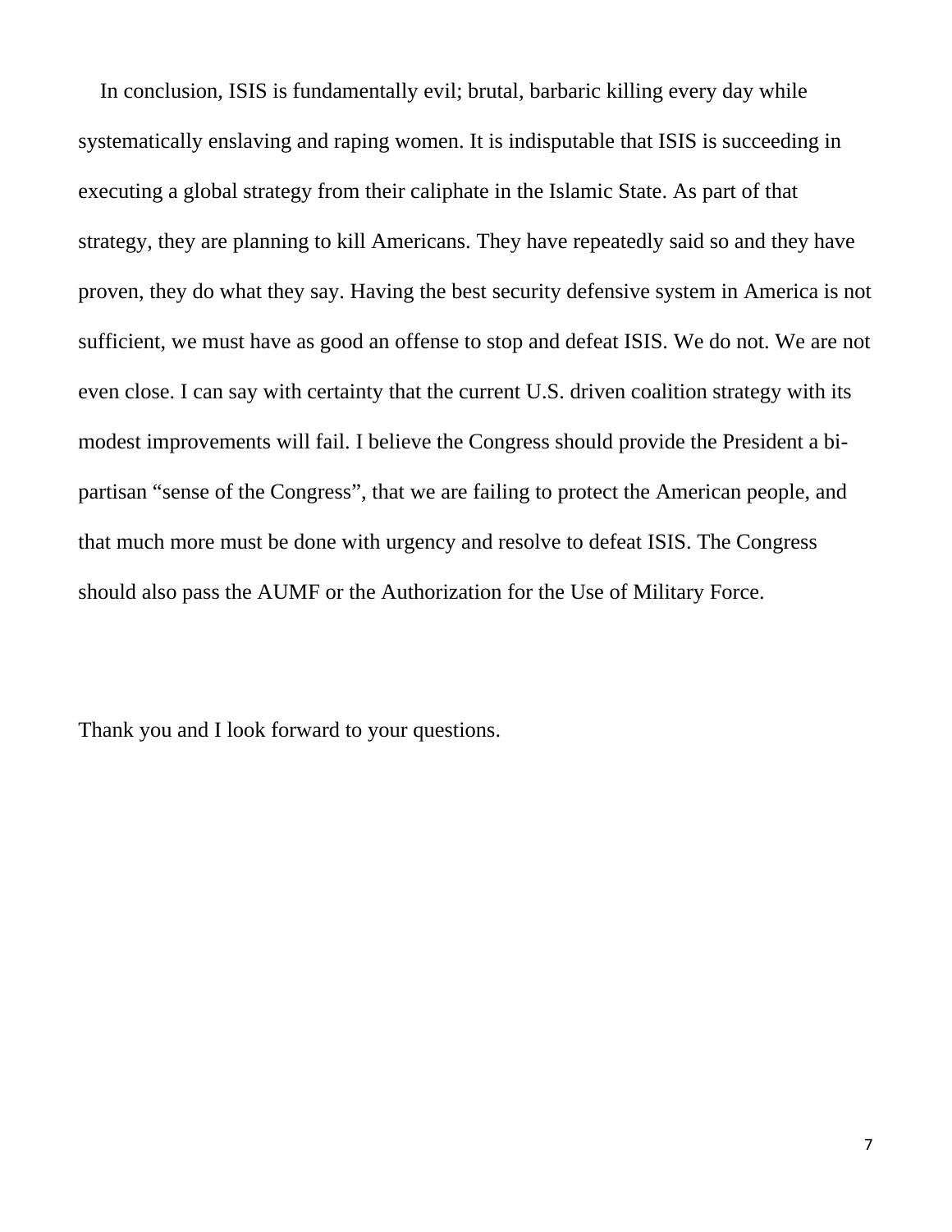In conclusion, ISIS is fundamentally evil; brutal, barbaric killing every day while systematically enslaving and raping women. It is indisputable that ISIS is succeeding in executing a global strategy from their caliphate in the Islamic State. As part of that strategy, they are planning to kill Americans. They have repeatedly said so and they have proven, they do what they say. Having the best security defensive system in America is not sufficient, we must have as good an offense to stop and defeat ISIS. We do not. We are not even close. I can say with certainty that the current U.S. driven coalition strategy with its modest improvements will fail. I believe the Congress should provide the President a bi-partisan "sense of the Congress", that we are failing to protect the American people, and that much more must be done with urgency and resolve to defeat ISIS. The Congress should also pass the AUMF or the Authorization for the Use of Military Force.

Thank you and I look forward to your questions.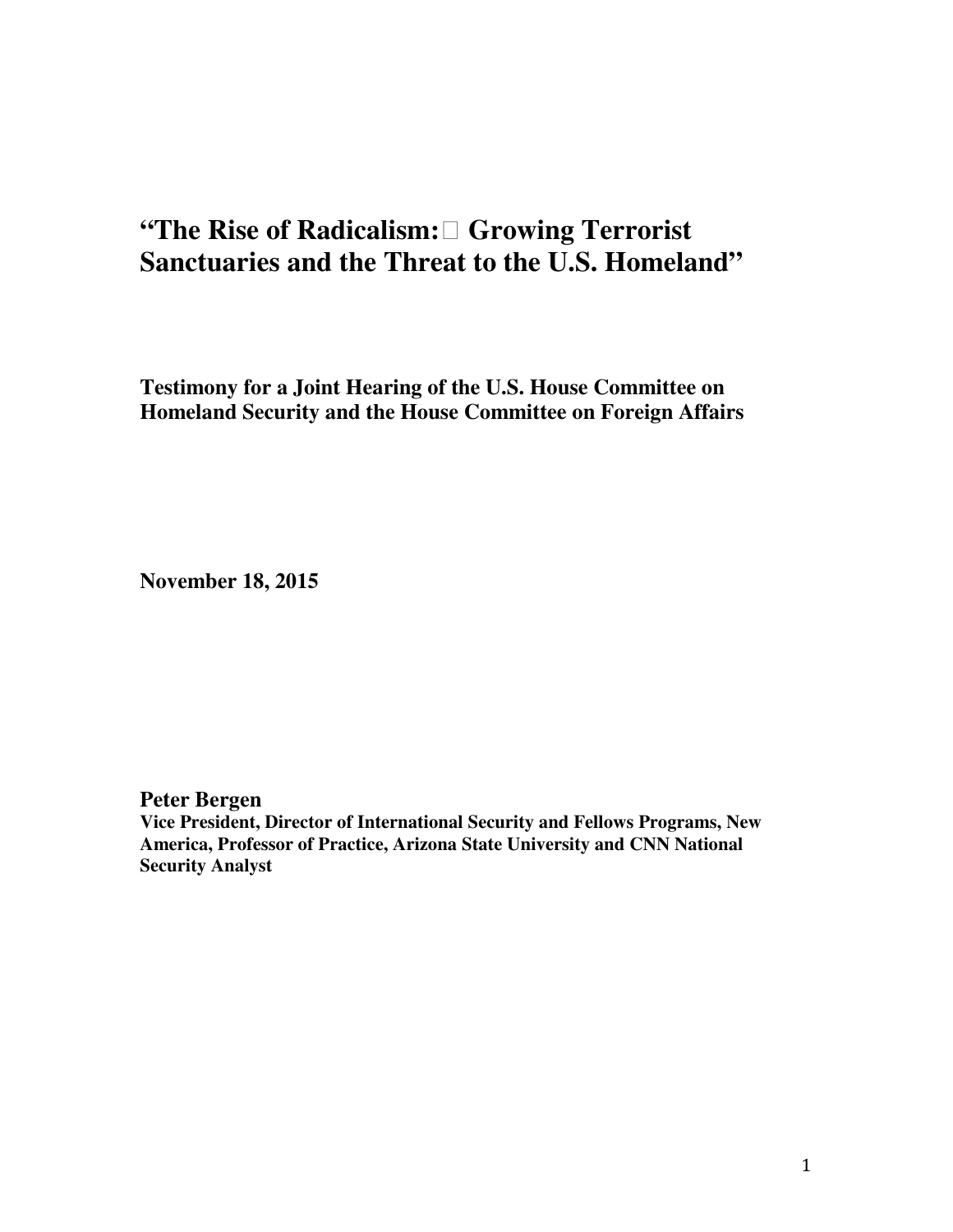# "The Rise of Radicalism: Growing Terrorist Sanctuaries and the Threat to the U.S. Homeland"

**Testimony for a Joint Hearing of the U.S. House Committee on Homeland Security and the House Committee on Foreign Affairs**

**November 18, 2015**

**Peter Bergen**
**Vice President, Director of International Security and Fellows Programs, New America, Professor of Practice, Arizona State University and CNN National Security Analyst**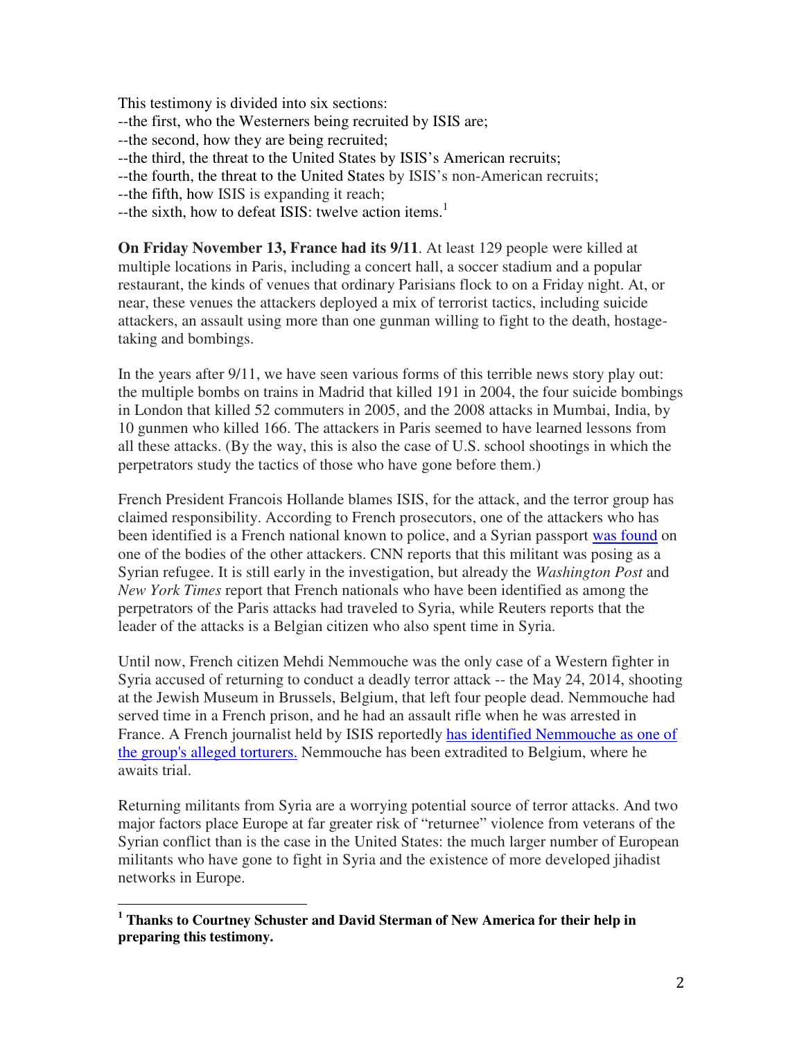This testimony is divided into six sections:
--the first, who the Westerners being recruited by ISIS are;
--the second, how they are being recruited;
--the third, the threat to the United States by ISIS's American recruits;
--the fourth, the threat to the United States by ISIS's non-American recruits;
--the fifth, how ISIS is expanding it reach;
--the sixth, how to defeat ISIS: twelve action items.[1]

**On Friday November 13, France had its 9/11**. At least 129 people were killed at multiple locations in Paris, including a concert hall, a soccer stadium and a popular restaurant, the kinds of venues that ordinary Parisians flock to on a Friday night. At, or near, these venues the attackers deployed a mix of terrorist tactics, including suicide attackers, an assault using more than one gunman willing to fight to the death, hostage-taking and bombings.

In the years after 9/11, we have seen various forms of this terrible news story play out: the multiple bombs on trains in Madrid that killed 191 in 2004, the four suicide bombings in London that killed 52 commuters in 2005, and the 2008 attacks in Mumbai, India, by 10 gunmen who killed 166. The attackers in Paris seemed to have learned lessons from all these attacks. (By the way, this is also the case of U.S. school shootings in which the perpetrators study the tactics of those who have gone before them.)

French President Francois Hollande blames ISIS, for the attack, and the terror group has claimed responsibility. According to French prosecutors, one of the attackers who has been identified is a French national known to police, and a Syrian passport was found on one of the bodies of the other attackers. CNN reports that this militant was posing as a Syrian refugee. It is still early in the investigation, but already the *Washington Post* and *New York Times* report that French nationals who have been identified as among the perpetrators of the Paris attacks had traveled to Syria, while Reuters reports that the leader of the attacks is a Belgian citizen who also spent time in Syria.

Until now, French citizen Mehdi Nemmouche was the only case of a Western fighter in Syria accused of returning to conduct a deadly terror attack -- the May 24, 2014, shooting at the Jewish Museum in Brussels, Belgium, that left four people dead. Nemmouche had served time in a French prison, and he had an assault rifle when he was arrested in France. A French journalist held by ISIS reportedly has identified Nemmouche as one of the group's alleged torturers. Nemmouche has been extradited to Belgium, where he awaits trial.

Returning militants from Syria are a worrying potential source of terror attacks. And two major factors place Europe at far greater risk of "returnee" violence from veterans of the Syrian conflict than is the case in the United States: the much larger number of European militants who have gone to fight in Syria and the existence of more developed jihadist networks in Europe.

[1] **Thanks to Courtney Schuster and David Sterman of New America for their help in preparing this testimony.**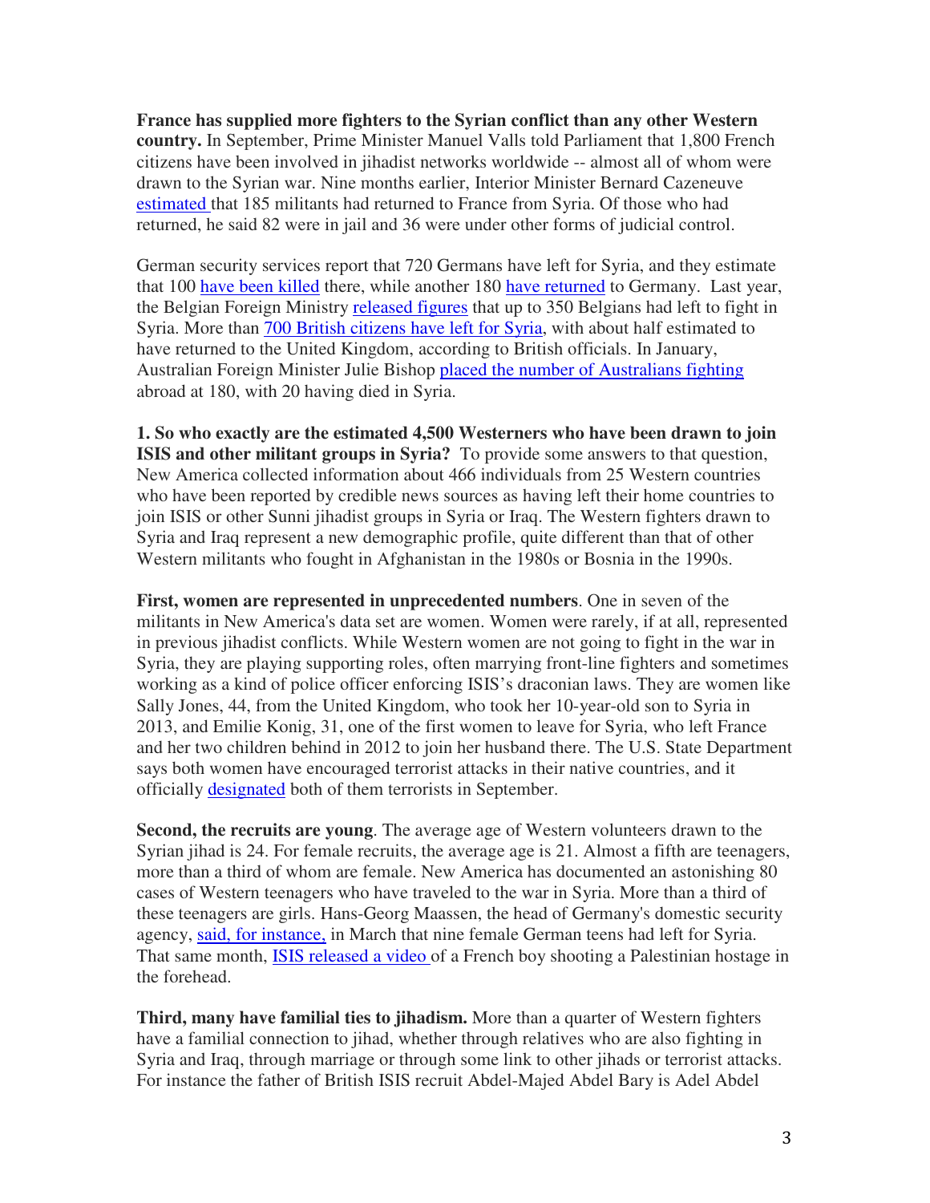**France has supplied more fighters to the Syrian conflict than any other Western country.** In September, Prime Minister Manuel Valls told Parliament that 1,800 French citizens have been involved in jihadist networks worldwide -- almost all of whom were drawn to the Syrian war. Nine months earlier, Interior Minister Bernard Cazeneuve estimated that 185 militants had returned to France from Syria. Of those who had returned, he said 82 were in jail and 36 were under other forms of judicial control.

German security services report that 720 Germans have left for Syria, and they estimate that 100 have been killed there, while another 180 have returned to Germany. Last year, the Belgian Foreign Ministry released figures that up to 350 Belgians had left to fight in Syria. More than 700 British citizens have left for Syria, with about half estimated to have returned to the United Kingdom, according to British officials. In January, Australian Foreign Minister Julie Bishop placed the number of Australians fighting abroad at 180, with 20 having died in Syria.

**1. So who exactly are the estimated 4,500 Westerners who have been drawn to join ISIS and other militant groups in Syria?** To provide some answers to that question, New America collected information about 466 individuals from 25 Western countries who have been reported by credible news sources as having left their home countries to join ISIS or other Sunni jihadist groups in Syria or Iraq. The Western fighters drawn to Syria and Iraq represent a new demographic profile, quite different than that of other Western militants who fought in Afghanistan in the 1980s or Bosnia in the 1990s.

**First, women are represented in unprecedented numbers**. One in seven of the militants in New America's data set are women. Women were rarely, if at all, represented in previous jihadist conflicts. While Western women are not going to fight in the war in Syria, they are playing supporting roles, often marrying front-line fighters and sometimes working as a kind of police officer enforcing ISIS's draconian laws. They are women like Sally Jones, 44, from the United Kingdom, who took her 10-year-old son to Syria in 2013, and Emilie Konig, 31, one of the first women to leave for Syria, who left France and her two children behind in 2012 to join her husband there. The U.S. State Department says both women have encouraged terrorist attacks in their native countries, and it officially designated both of them terrorists in September.

**Second, the recruits are young**. The average age of Western volunteers drawn to the Syrian jihad is 24. For female recruits, the average age is 21. Almost a fifth are teenagers, more than a third of whom are female. New America has documented an astonishing 80 cases of Western teenagers who have traveled to the war in Syria. More than a third of these teenagers are girls. Hans-Georg Maassen, the head of Germany's domestic security agency, said, for instance, in March that nine female German teens had left for Syria. That same month, ISIS released a video of a French boy shooting a Palestinian hostage in the forehead.

**Third, many have familial ties to jihadism.** More than a quarter of Western fighters have a familial connection to jihad, whether through relatives who are also fighting in Syria and Iraq, through marriage or through some link to other jihads or terrorist attacks. For instance the father of British ISIS recruit Abdel-Majed Abdel Bary is Adel Abdel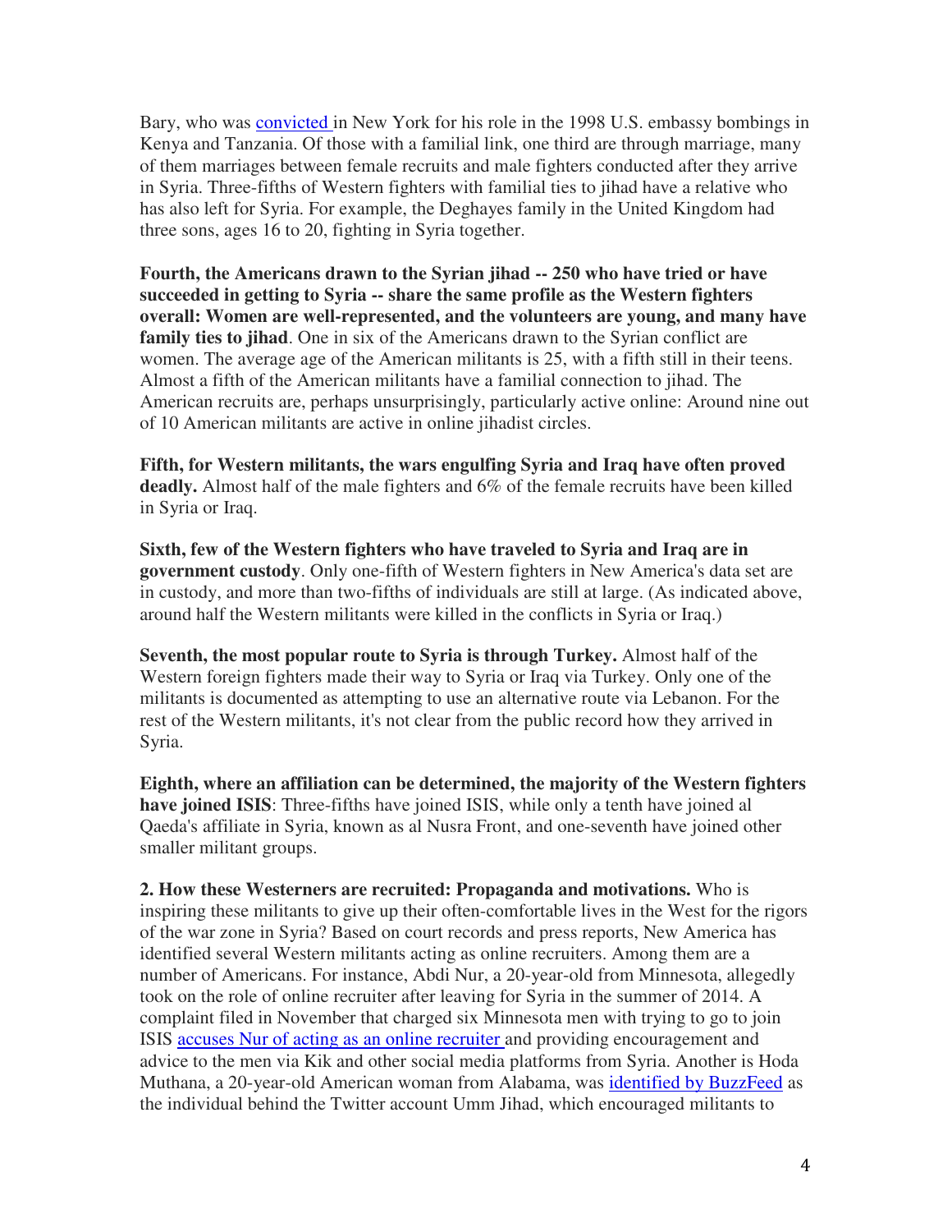Bary, who was convicted in New York for his role in the 1998 U.S. embassy bombings in Kenya and Tanzania. Of those with a familial link, one third are through marriage, many of them marriages between female recruits and male fighters conducted after they arrive in Syria. Three-fifths of Western fighters with familial ties to jihad have a relative who has also left for Syria. For example, the Deghayes family in the United Kingdom had three sons, ages 16 to 20, fighting in Syria together.

**Fourth, the Americans drawn to the Syrian jihad -- 250 who have tried or have succeeded in getting to Syria -- share the same profile as the Western fighters overall: Women are well-represented, and the volunteers are young, and many have family ties to jihad**. One in six of the Americans drawn to the Syrian conflict are women. The average age of the American militants is 25, with a fifth still in their teens. Almost a fifth of the American militants have a familial connection to jihad. The American recruits are, perhaps unsurprisingly, particularly active online: Around nine out of 10 American militants are active in online jihadist circles.

**Fifth, for Western militants, the wars engulfing Syria and Iraq have often proved deadly.** Almost half of the male fighters and 6% of the female recruits have been killed in Syria or Iraq.

**Sixth, few of the Western fighters who have traveled to Syria and Iraq are in government custody**. Only one-fifth of Western fighters in New America's data set are in custody, and more than two-fifths of individuals are still at large. (As indicated above, around half the Western militants were killed in the conflicts in Syria or Iraq.)

**Seventh, the most popular route to Syria is through Turkey.** Almost half of the Western foreign fighters made their way to Syria or Iraq via Turkey. Only one of the militants is documented as attempting to use an alternative route via Lebanon. For the rest of the Western militants, it's not clear from the public record how they arrived in Syria.

**Eighth, where an affiliation can be determined, the majority of the Western fighters have joined ISIS**: Three-fifths have joined ISIS, while only a tenth have joined al Qaeda's affiliate in Syria, known as al Nusra Front, and one-seventh have joined other smaller militant groups.

**2. How these Westerners are recruited: Propaganda and motivations.** Who is inspiring these militants to give up their often-comfortable lives in the West for the rigors of the war zone in Syria? Based on court records and press reports, New America has identified several Western militants acting as online recruiters. Among them are a number of Americans. For instance, Abdi Nur, a 20-year-old from Minnesota, allegedly took on the role of online recruiter after leaving for Syria in the summer of 2014. A complaint filed in November that charged six Minnesota men with trying to go to join ISIS accuses Nur of acting as an online recruiter and providing encouragement and advice to the men via Kik and other social media platforms from Syria. Another is Hoda Muthana, a 20-year-old American woman from Alabama, was identified by BuzzFeed as the individual behind the Twitter account Umm Jihad, which encouraged militants to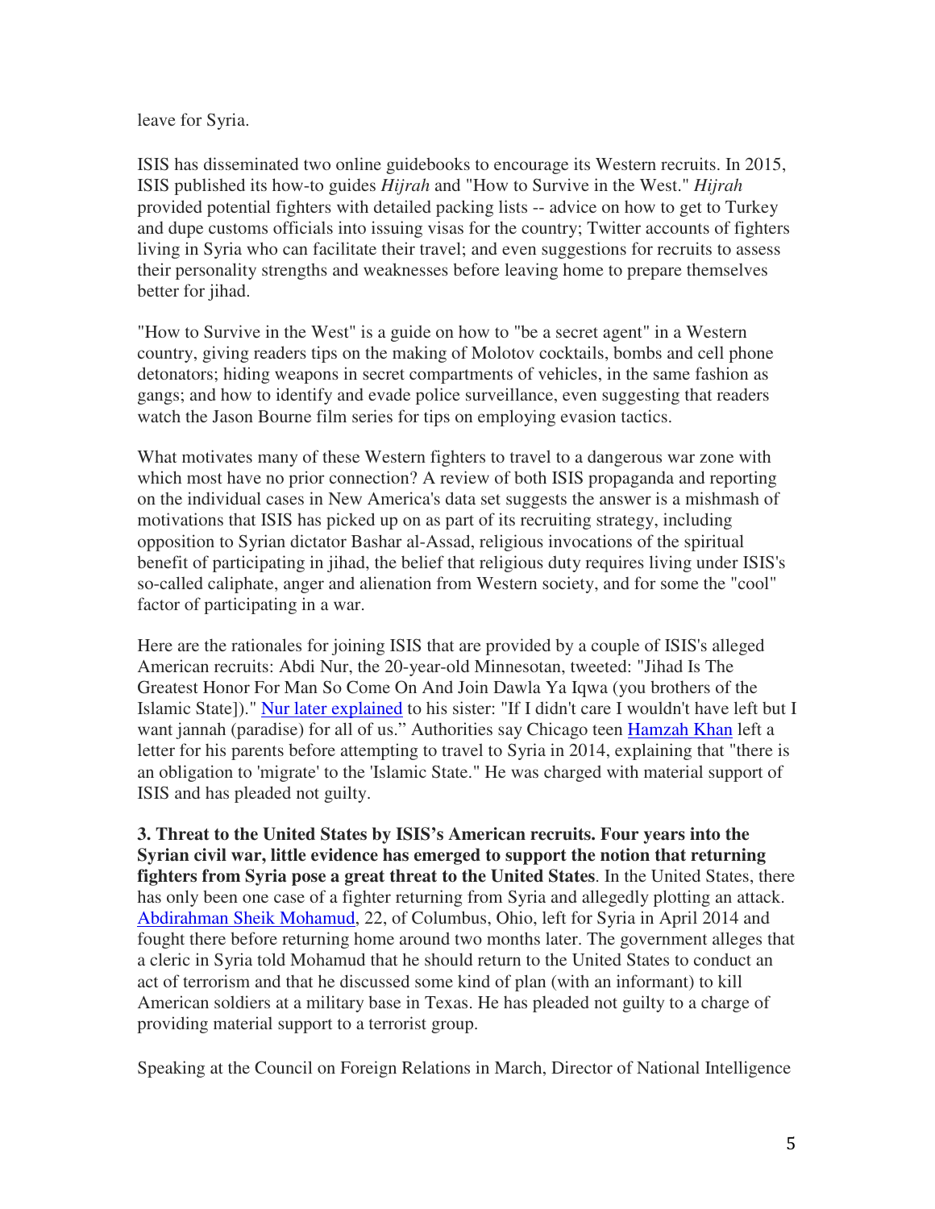leave for Syria.

ISIS has disseminated two online guidebooks to encourage its Western recruits. In 2015, ISIS published its how-to guides *Hijrah* and "How to Survive in the West." *Hijrah* provided potential fighters with detailed packing lists -- advice on how to get to Turkey and dupe customs officials into issuing visas for the country; Twitter accounts of fighters living in Syria who can facilitate their travel; and even suggestions for recruits to assess their personality strengths and weaknesses before leaving home to prepare themselves better for jihad.

"How to Survive in the West" is a guide on how to "be a secret agent" in a Western country, giving readers tips on the making of Molotov cocktails, bombs and cell phone detonators; hiding weapons in secret compartments of vehicles, in the same fashion as gangs; and how to identify and evade police surveillance, even suggesting that readers watch the Jason Bourne film series for tips on employing evasion tactics.

What motivates many of these Western fighters to travel to a dangerous war zone with which most have no prior connection? A review of both ISIS propaganda and reporting on the individual cases in New America's data set suggests the answer is a mishmash of motivations that ISIS has picked up on as part of its recruiting strategy, including opposition to Syrian dictator Bashar al-Assad, religious invocations of the spiritual benefit of participating in jihad, the belief that religious duty requires living under ISIS's so-called caliphate, anger and alienation from Western society, and for some the "cool" factor of participating in a war.

Here are the rationales for joining ISIS that are provided by a couple of ISIS's alleged American recruits: Abdi Nur, the 20-year-old Minnesotan, tweeted: "Jihad Is The Greatest Honor For Man So Come On And Join Dawla Ya Iqwa (you brothers of the Islamic State])." Nur later explained to his sister: "If I didn't care I wouldn't have left but I want jannah (paradise) for all of us." Authorities say Chicago teen Hamzah Khan left a letter for his parents before attempting to travel to Syria in 2014, explaining that "there is an obligation to 'migrate' to the 'Islamic State." He was charged with material support of ISIS and has pleaded not guilty.

**3. Threat to the United States by ISIS's American recruits. Four years into the Syrian civil war, little evidence has emerged to support the notion that returning fighters from Syria pose a great threat to the United States**. In the United States, there has only been one case of a fighter returning from Syria and allegedly plotting an attack. Abdirahman Sheik Mohamud, 22, of Columbus, Ohio, left for Syria in April 2014 and fought there before returning home around two months later. The government alleges that a cleric in Syria told Mohamud that he should return to the United States to conduct an act of terrorism and that he discussed some kind of plan (with an informant) to kill American soldiers at a military base in Texas. He has pleaded not guilty to a charge of providing material support to a terrorist group.

Speaking at the Council on Foreign Relations in March, Director of National Intelligence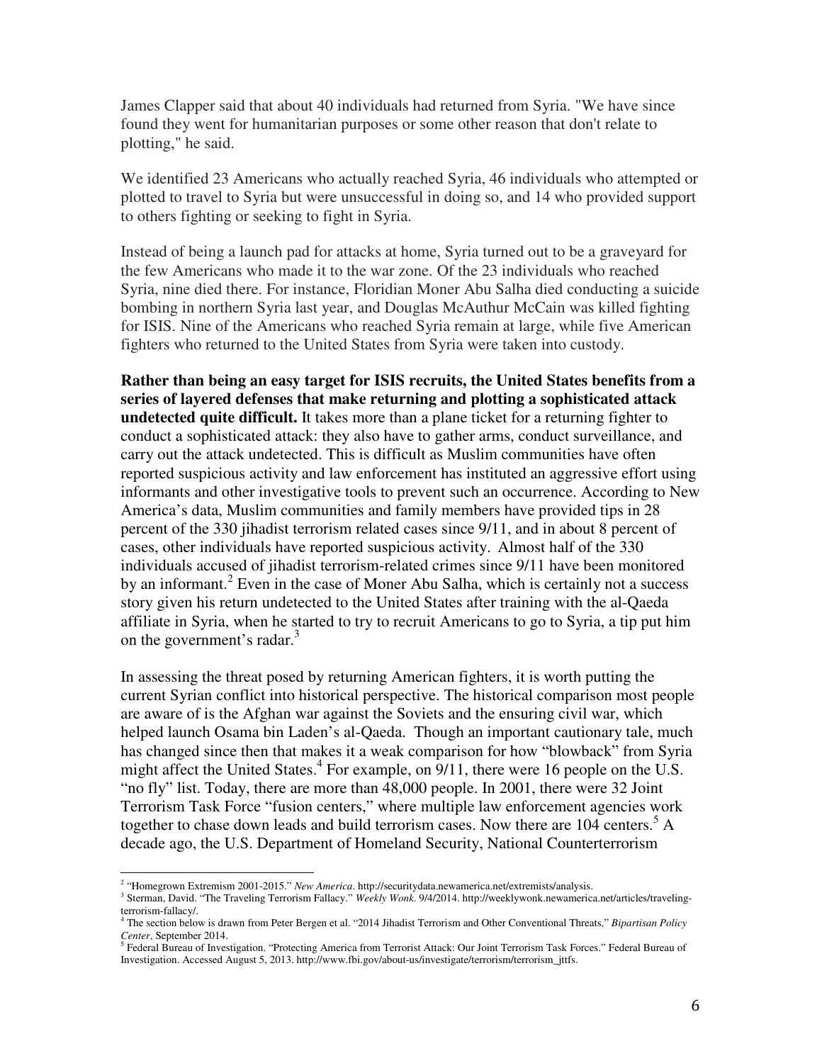James Clapper said that about 40 individuals had returned from Syria. "We have since found they went for humanitarian purposes or some other reason that don't relate to plotting," he said.

We identified 23 Americans who actually reached Syria, 46 individuals who attempted or plotted to travel to Syria but were unsuccessful in doing so, and 14 who provided support to others fighting or seeking to fight in Syria.

Instead of being a launch pad for attacks at home, Syria turned out to be a graveyard for the few Americans who made it to the war zone. Of the 23 individuals who reached Syria, nine died there. For instance, Floridian Moner Abu Salha died conducting a suicide bombing in northern Syria last year, and Douglas McAuthur McCain was killed fighting for ISIS. Nine of the Americans who reached Syria remain at large, while five American fighters who returned to the United States from Syria were taken into custody.

**Rather than being an easy target for ISIS recruits, the United States benefits from a series of layered defenses that make returning and plotting a sophisticated attack undetected quite difficult.** It takes more than a plane ticket for a returning fighter to conduct a sophisticated attack: they also have to gather arms, conduct surveillance, and carry out the attack undetected. This is difficult as Muslim communities have often reported suspicious activity and law enforcement has instituted an aggressive effort using informants and other investigative tools to prevent such an occurrence. According to New America's data, Muslim communities and family members have provided tips in 28 percent of the 330 jihadist terrorism related cases since 9/11, and in about 8 percent of cases, other individuals have reported suspicious activity. Almost half of the 330 individuals accused of jihadist terrorism-related crimes since 9/11 have been monitored by an informant.[2] Even in the case of Moner Abu Salha, which is certainly not a success story given his return undetected to the United States after training with the al-Qaeda affiliate in Syria, when he started to try to recruit Americans to go to Syria, a tip put him on the government's radar.[3]

In assessing the threat posed by returning American fighters, it is worth putting the current Syrian conflict into historical perspective. The historical comparison most people are aware of is the Afghan war against the Soviets and the ensuring civil war, which helped launch Osama bin Laden's al-Qaeda. Though an important cautionary tale, much has changed since then that makes it a weak comparison for how "blowback" from Syria might affect the United States.[4] For example, on 9/11, there were 16 people on the U.S. "no fly" list. Today, there are more than 48,000 people. In 2001, there were 32 Joint Terrorism Task Force "fusion centers," where multiple law enforcement agencies work together to chase down leads and build terrorism cases. Now there are 104 centers.[5] A decade ago, the U.S. Department of Homeland Security, National Counterterrorism

---

[2] "Homegrown Extremism 2001-2015." *New America*. http://securitydata.newamerica.net/extremists/analysis.

[3] Sterman, David. "The Traveling Terrorism Fallacy." *Weekly Wonk*. 9/4/2014. http://weeklywonk.newamerica.net/articles/traveling-terrorism-fallacy/.

[4] The section below is drawn from Peter Bergen et al. "2014 Jihadist Terrorism and Other Conventional Threats," *Bipartisan Policy Center*, September 2014.

[5] Federal Bureau of Investigation. "Protecting America from Terrorist Attack: Our Joint Terrorism Task Forces." Federal Bureau of Investigation. Accessed August 5, 2013. http://www.fbi.gov/about-us/investigate/terrorism/terrorism_jttfs.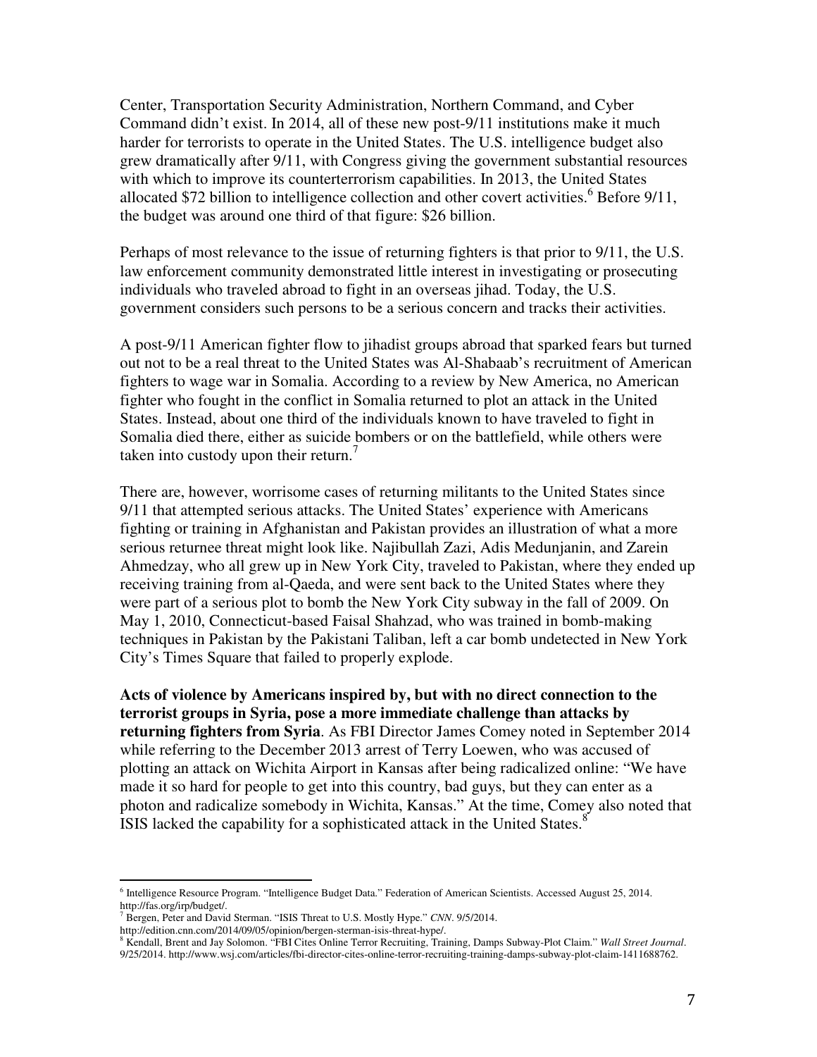Center, Transportation Security Administration, Northern Command, and Cyber Command didn't exist. In 2014, all of these new post-9/11 institutions make it much harder for terrorists to operate in the United States. The U.S. intelligence budget also grew dramatically after 9/11, with Congress giving the government substantial resources with which to improve its counterterrorism capabilities. In 2013, the United States allocated $72 billion to intelligence collection and other covert activities.[6] Before 9/11, the budget was around one third of that figure: $26 billion.

Perhaps of most relevance to the issue of returning fighters is that prior to 9/11, the U.S. law enforcement community demonstrated little interest in investigating or prosecuting individuals who traveled abroad to fight in an overseas jihad. Today, the U.S. government considers such persons to be a serious concern and tracks their activities.

A post-9/11 American fighter flow to jihadist groups abroad that sparked fears but turned out not to be a real threat to the United States was Al-Shabaab's recruitment of American fighters to wage war in Somalia. According to a review by New America, no American fighter who fought in the conflict in Somalia returned to plot an attack in the United States. Instead, about one third of the individuals known to have traveled to fight in Somalia died there, either as suicide bombers or on the battlefield, while others were taken into custody upon their return.[7]

There are, however, worrisome cases of returning militants to the United States since 9/11 that attempted serious attacks. The United States' experience with Americans fighting or training in Afghanistan and Pakistan provides an illustration of what a more serious returnee threat might look like. Najibullah Zazi, Adis Medunjanin, and Zarein Ahmedzay, who all grew up in New York City, traveled to Pakistan, where they ended up receiving training from al-Qaeda, and were sent back to the United States where they were part of a serious plot to bomb the New York City subway in the fall of 2009. On May 1, 2010, Connecticut-based Faisal Shahzad, who was trained in bomb-making techniques in Pakistan by the Pakistani Taliban, left a car bomb undetected in New York City's Times Square that failed to properly explode.

**Acts of violence by Americans inspired by, but with no direct connection to the terrorist groups in Syria, pose a more immediate challenge than attacks by returning fighters from Syria**. As FBI Director James Comey noted in September 2014 while referring to the December 2013 arrest of Terry Loewen, who was accused of plotting an attack on Wichita Airport in Kansas after being radicalized online: "We have made it so hard for people to get into this country, bad guys, but they can enter as a photon and radicalize somebody in Wichita, Kansas." At the time, Comey also noted that ISIS lacked the capability for a sophisticated attack in the United States.[8]

---

[6] Intelligence Resource Program. "Intelligence Budget Data." Federation of American Scientists. Accessed August 25, 2014. http://fas.org/irp/budget/.

[7] Bergen, Peter and David Sterman. "ISIS Threat to U.S. Mostly Hype." *CNN*. 9/5/2014. http://edition.cnn.com/2014/09/05/opinion/bergen-sterman-isis-threat-hype/.

[8] Kendall, Brent and Jay Solomon. "FBI Cites Online Terror Recruiting, Training, Damps Subway-Plot Claim." *Wall Street Journal*. 9/25/2014. http://www.wsj.com/articles/fbi-director-cites-online-terror-recruiting-training-damps-subway-plot-claim-1411688762.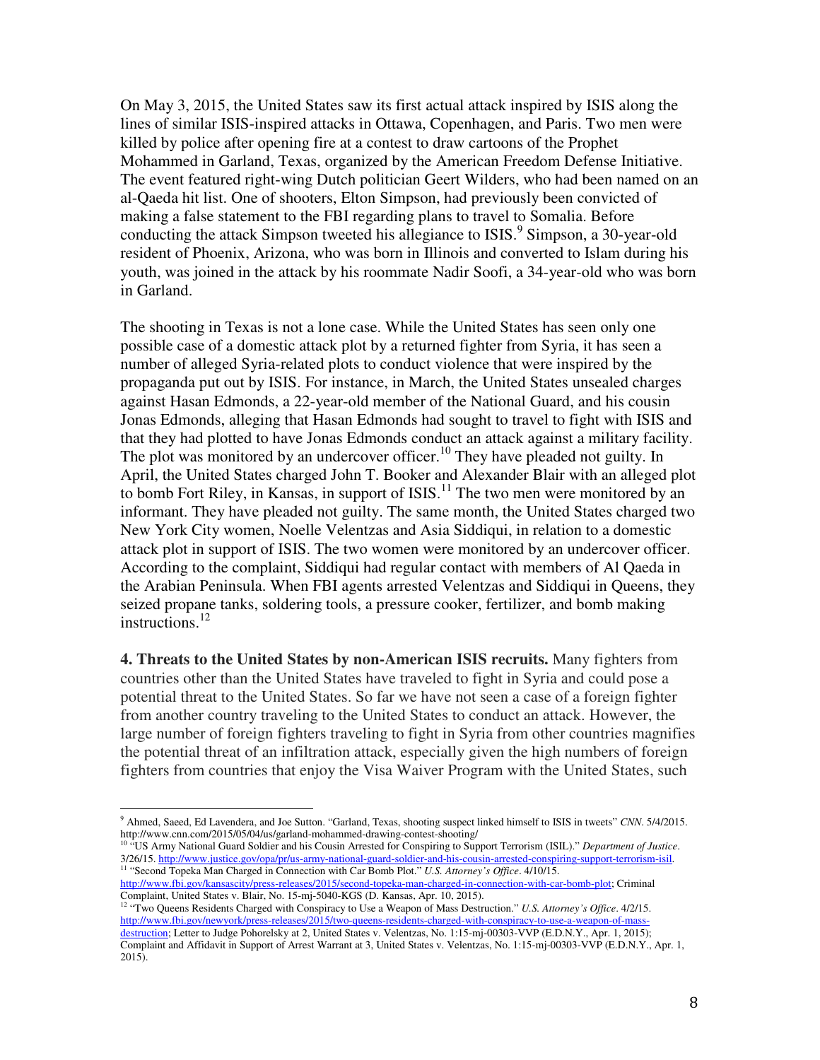On May 3, 2015, the United States saw its first actual attack inspired by ISIS along the lines of similar ISIS-inspired attacks in Ottawa, Copenhagen, and Paris. Two men were killed by police after opening fire at a contest to draw cartoons of the Prophet Mohammed in Garland, Texas, organized by the American Freedom Defense Initiative. The event featured right-wing Dutch politician Geert Wilders, who had been named on an al-Qaeda hit list. One of shooters, Elton Simpson, had previously been convicted of making a false statement to the FBI regarding plans to travel to Somalia. Before conducting the attack Simpson tweeted his allegiance to ISIS.[9] Simpson, a 30-year-old resident of Phoenix, Arizona, who was born in Illinois and converted to Islam during his youth, was joined in the attack by his roommate Nadir Soofi, a 34-year-old who was born in Garland.

The shooting in Texas is not a lone case. While the United States has seen only one possible case of a domestic attack plot by a returned fighter from Syria, it has seen a number of alleged Syria-related plots to conduct violence that were inspired by the propaganda put out by ISIS. For instance, in March, the United States unsealed charges against Hasan Edmonds, a 22-year-old member of the National Guard, and his cousin Jonas Edmonds, alleging that Hasan Edmonds had sought to travel to fight with ISIS and that they had plotted to have Jonas Edmonds conduct an attack against a military facility. The plot was monitored by an undercover officer.[10] They have pleaded not guilty. In April, the United States charged John T. Booker and Alexander Blair with an alleged plot to bomb Fort Riley, in Kansas, in support of ISIS.[11] The two men were monitored by an informant. They have pleaded not guilty. The same month, the United States charged two New York City women, Noelle Velentzas and Asia Siddiqui, in relation to a domestic attack plot in support of ISIS. The two women were monitored by an undercover officer. According to the complaint, Siddiqui had regular contact with members of Al Qaeda in the Arabian Peninsula. When FBI agents arrested Velentzas and Siddiqui in Queens, they seized propane tanks, soldering tools, a pressure cooker, fertilizer, and bomb making instructions.[12]

**4. Threats to the United States by non-American ISIS recruits.** Many fighters from countries other than the United States have traveled to fight in Syria and could pose a potential threat to the United States. So far we have not seen a case of a foreign fighter from another country traveling to the United States to conduct an attack. However, the large number of foreign fighters traveling to fight in Syria from other countries magnifies the potential threat of an infiltration attack, especially given the high numbers of foreign fighters from countries that enjoy the Visa Waiver Program with the United States, such

---

[9] Ahmed, Saeed, Ed Lavendera, and Joe Sutton. "Garland, Texas, shooting suspect linked himself to ISIS in tweets" *CNN*. 5/4/2015. http://www.cnn.com/2015/05/04/us/garland-mohammed-drawing-contest-shooting/

[10] "US Army National Guard Soldier and his Cousin Arrested for Conspiring to Support Terrorism (ISIL)." *Department of Justice*. 3/26/15. http://www.justice.gov/opa/pr/us-army-national-guard-soldier-and-his-cousin-arrested-conspiring-support-terrorism-isil.

[11] "Second Topeka Man Charged in Connection with Car Bomb Plot." *U.S. Attorney's Office*. 4/10/15. http://www.fbi.gov/kansascity/press-releases/2015/second-topeka-man-charged-in-connection-with-car-bomb-plot; Criminal Complaint, United States v. Blair, No. 15-mj-5040-KGS (D. Kansas, Apr. 10, 2015).

[12] "Two Queens Residents Charged with Conspiracy to Use a Weapon of Mass Destruction." *U.S. Attorney's Office*. 4/2/15. http://www.fbi.gov/newyork/press-releases/2015/two-queens-residents-charged-with-conspiracy-to-use-a-weapon-of-mass-destruction; Letter to Judge Pohorelsky at 2, United States v. Velentzas, No. 1:15-mj-00303-VVP (E.D.N.Y., Apr. 1, 2015); Complaint and Affidavit in Support of Arrest Warrant at 3, United States v. Velentzas, No. 1:15-mj-00303-VVP (E.D.N.Y., Apr. 1, 2015).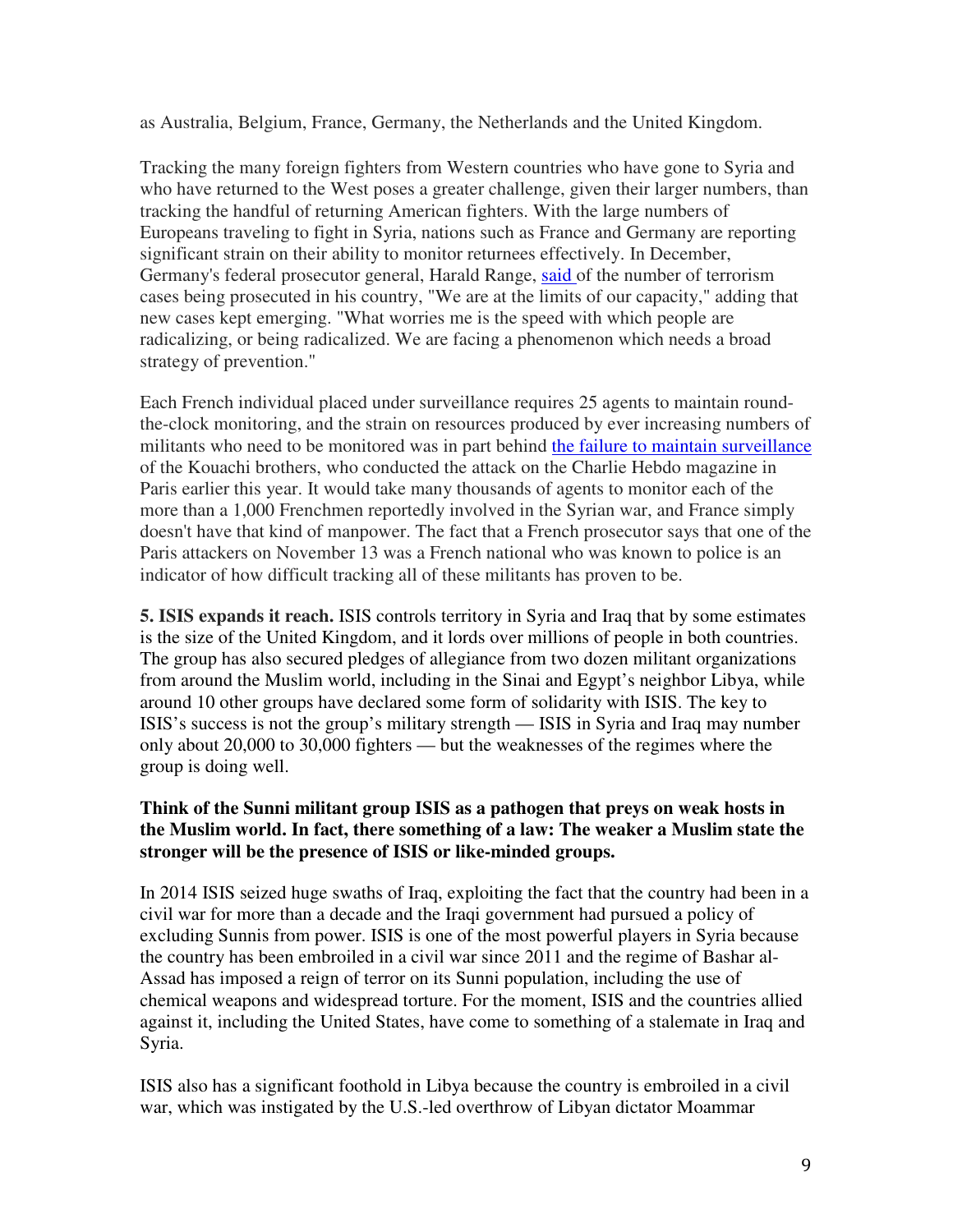as Australia, Belgium, France, Germany, the Netherlands and the United Kingdom.

Tracking the many foreign fighters from Western countries who have gone to Syria and who have returned to the West poses a greater challenge, given their larger numbers, than tracking the handful of returning American fighters. With the large numbers of Europeans traveling to fight in Syria, nations such as France and Germany are reporting significant strain on their ability to monitor returnees effectively. In December, Germany's federal prosecutor general, Harald Range, said of the number of terrorism cases being prosecuted in his country, "We are at the limits of our capacity," adding that new cases kept emerging. "What worries me is the speed with which people are radicalizing, or being radicalized. We are facing a phenomenon which needs a broad strategy of prevention."

Each French individual placed under surveillance requires 25 agents to maintain round-the-clock monitoring, and the strain on resources produced by ever increasing numbers of militants who need to be monitored was in part behind the failure to maintain surveillance of the Kouachi brothers, who conducted the attack on the Charlie Hebdo magazine in Paris earlier this year. It would take many thousands of agents to monitor each of the more than a 1,000 Frenchmen reportedly involved in the Syrian war, and France simply doesn't have that kind of manpower. The fact that a French prosecutor says that one of the Paris attackers on November 13 was a French national who was known to police is an indicator of how difficult tracking all of these militants has proven to be.

**5. ISIS expands it reach.** ISIS controls territory in Syria and Iraq that by some estimates is the size of the United Kingdom, and it lords over millions of people in both countries. The group has also secured pledges of allegiance from two dozen militant organizations from around the Muslim world, including in the Sinai and Egypt's neighbor Libya, while around 10 other groups have declared some form of solidarity with ISIS. The key to ISIS's success is not the group's military strength — ISIS in Syria and Iraq may number only about 20,000 to 30,000 fighters — but the weaknesses of the regimes where the group is doing well.

**Think of the Sunni militant group ISIS as a pathogen that preys on weak hosts in the Muslim world. In fact, there something of a law: The weaker a Muslim state the stronger will be the presence of ISIS or like-minded groups.**

In 2014 ISIS seized huge swaths of Iraq, exploiting the fact that the country had been in a civil war for more than a decade and the Iraqi government had pursued a policy of excluding Sunnis from power. ISIS is one of the most powerful players in Syria because the country has been embroiled in a civil war since 2011 and the regime of Bashar al-Assad has imposed a reign of terror on its Sunni population, including the use of chemical weapons and widespread torture. For the moment, ISIS and the countries allied against it, including the United States, have come to something of a stalemate in Iraq and Syria.

ISIS also has a significant foothold in Libya because the country is embroiled in a civil war, which was instigated by the U.S.-led overthrow of Libyan dictator Moammar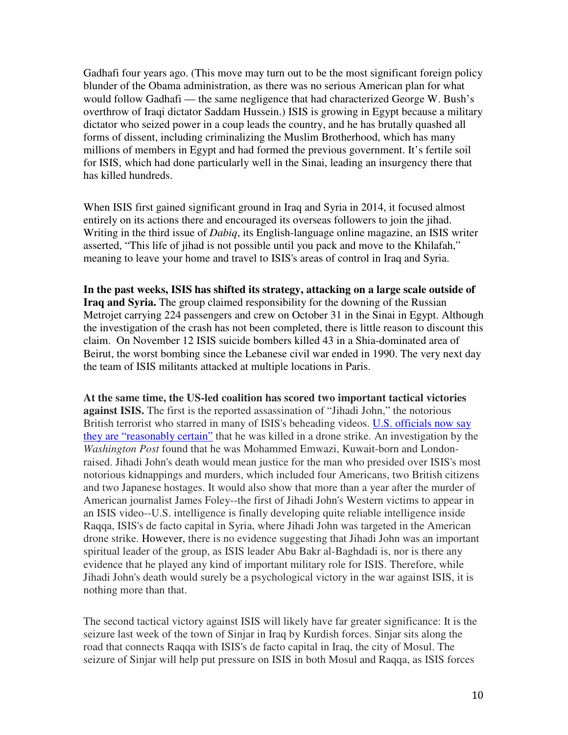Gadhafi four years ago. (This move may turn out to be the most significant foreign policy blunder of the Obama administration, as there was no serious American plan for what would follow Gadhafi — the same negligence that had characterized George W. Bush's overthrow of Iraqi dictator Saddam Hussein.) ISIS is growing in Egypt because a military dictator who seized power in a coup leads the country, and he has brutally quashed all forms of dissent, including criminalizing the Muslim Brotherhood, which has many millions of members in Egypt and had formed the previous government. It's fertile soil for ISIS, which had done particularly well in the Sinai, leading an insurgency there that has killed hundreds.

When ISIS first gained significant ground in Iraq and Syria in 2014, it focused almost entirely on its actions there and encouraged its overseas followers to join the jihad. Writing in the third issue of *Dabiq*, its English-language online magazine, an ISIS writer asserted, "This life of jihad is not possible until you pack and move to the Khilafah," meaning to leave your home and travel to ISIS's areas of control in Iraq and Syria.

**In the past weeks, ISIS has shifted its strategy, attacking on a large scale outside of Iraq and Syria.** The group claimed responsibility for the downing of the Russian Metrojet carrying 224 passengers and crew on October 31 in the Sinai in Egypt. Although the investigation of the crash has not been completed, there is little reason to discount this claim. On November 12 ISIS suicide bombers killed 43 in a Shia-dominated area of Beirut, the worst bombing since the Lebanese civil war ended in 1990. The very next day the team of ISIS militants attacked at multiple locations in Paris.

**At the same time, the US-led coalition has scored two important tactical victories against ISIS.** The first is the reported assassination of "Jihadi John," the notorious British terrorist who starred in many of ISIS's beheading videos. U.S. officials now say they are "reasonably certain" that he was killed in a drone strike. An investigation by the *Washington Post* found that he was Mohammed Emwazi, Kuwait-born and London-raised. Jihadi John's death would mean justice for the man who presided over ISIS's most notorious kidnappings and murders, which included four Americans, two British citizens and two Japanese hostages. It would also show that more than a year after the murder of American journalist James Foley--the first of Jihadi John's Western victims to appear in an ISIS video--U.S. intelligence is finally developing quite reliable intelligence inside Raqqa, ISIS's de facto capital in Syria, where Jihadi John was targeted in the American drone strike. However, there is no evidence suggesting that Jihadi John was an important spiritual leader of the group, as ISIS leader Abu Bakr al-Baghdadi is, nor is there any evidence that he played any kind of important military role for ISIS. Therefore, while Jihadi John's death would surely be a psychological victory in the war against ISIS, it is nothing more than that.

The second tactical victory against ISIS will likely have far greater significance: It is the seizure last week of the town of Sinjar in Iraq by Kurdish forces. Sinjar sits along the road that connects Raqqa with ISIS's de facto capital in Iraq, the city of Mosul. The seizure of Sinjar will help put pressure on ISIS in both Mosul and Raqqa, as ISIS forces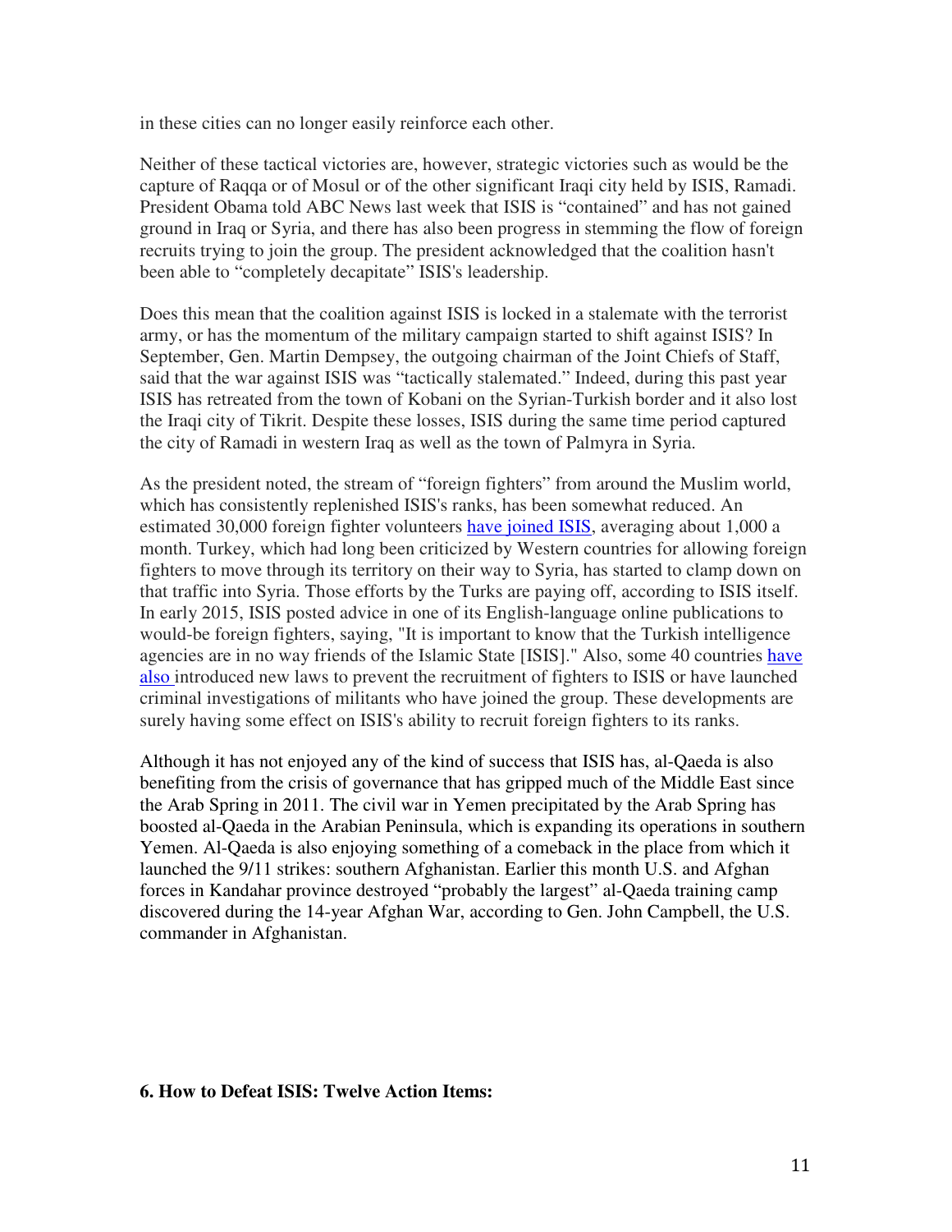in these cities can no longer easily reinforce each other.

Neither of these tactical victories are, however, strategic victories such as would be the capture of Raqqa or of Mosul or of the other significant Iraqi city held by ISIS, Ramadi. President Obama told ABC News last week that ISIS is "contained" and has not gained ground in Iraq or Syria, and there has also been progress in stemming the flow of foreign recruits trying to join the group. The president acknowledged that the coalition hasn't been able to "completely decapitate" ISIS's leadership.

Does this mean that the coalition against ISIS is locked in a stalemate with the terrorist army, or has the momentum of the military campaign started to shift against ISIS? In September, Gen. Martin Dempsey, the outgoing chairman of the Joint Chiefs of Staff, said that the war against ISIS was "tactically stalemated." Indeed, during this past year ISIS has retreated from the town of Kobani on the Syrian-Turkish border and it also lost the Iraqi city of Tikrit. Despite these losses, ISIS during the same time period captured the city of Ramadi in western Iraq as well as the town of Palmyra in Syria.

As the president noted, the stream of "foreign fighters" from around the Muslim world, which has consistently replenished ISIS's ranks, has been somewhat reduced. An estimated 30,000 foreign fighter volunteers have joined ISIS, averaging about 1,000 a month. Turkey, which had long been criticized by Western countries for allowing foreign fighters to move through its territory on their way to Syria, has started to clamp down on that traffic into Syria. Those efforts by the Turks are paying off, according to ISIS itself. In early 2015, ISIS posted advice in one of its English-language online publications to would-be foreign fighters, saying, "It is important to know that the Turkish intelligence agencies are in no way friends of the Islamic State [ISIS]." Also, some 40 countries have also introduced new laws to prevent the recruitment of fighters to ISIS or have launched criminal investigations of militants who have joined the group. These developments are surely having some effect on ISIS's ability to recruit foreign fighters to its ranks.

Although it has not enjoyed any of the kind of success that ISIS has, al-Qaeda is also benefiting from the crisis of governance that has gripped much of the Middle East since the Arab Spring in 2011. The civil war in Yemen precipitated by the Arab Spring has boosted al-Qaeda in the Arabian Peninsula, which is expanding its operations in southern Yemen. Al-Qaeda is also enjoying something of a comeback in the place from which it launched the 9/11 strikes: southern Afghanistan. Earlier this month U.S. and Afghan forces in Kandahar province destroyed "probably the largest" al-Qaeda training camp discovered during the 14-year Afghan War, according to Gen. John Campbell, the U.S. commander in Afghanistan.

**6. How to Defeat ISIS: Twelve Action Items:**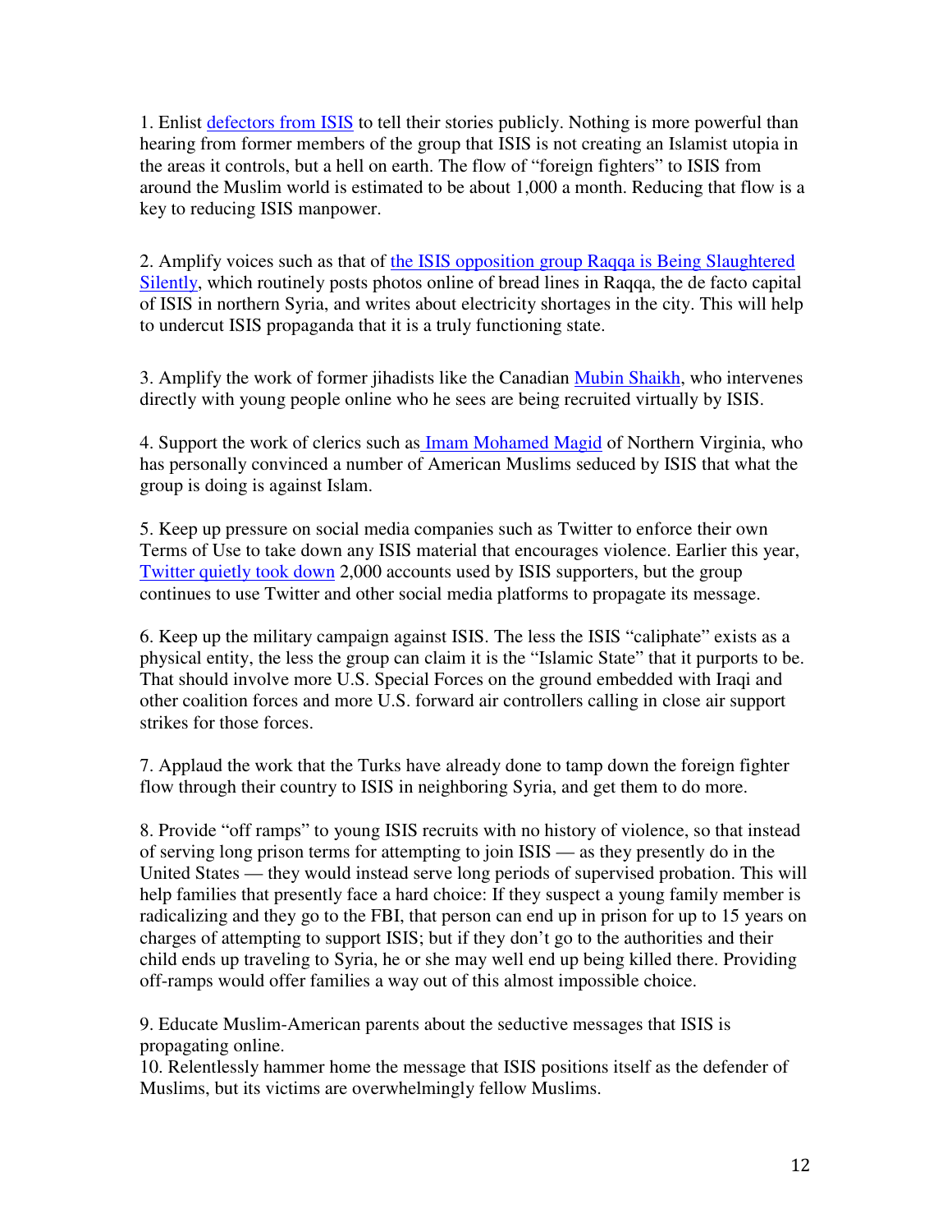1. Enlist defectors from ISIS to tell their stories publicly. Nothing is more powerful than hearing from former members of the group that ISIS is not creating an Islamist utopia in the areas it controls, but a hell on earth. The flow of "foreign fighters" to ISIS from around the Muslim world is estimated to be about 1,000 a month. Reducing that flow is a key to reducing ISIS manpower.

2. Amplify voices such as that of the ISIS opposition group Raqqa is Being Slaughtered Silently, which routinely posts photos online of bread lines in Raqqa, the de facto capital of ISIS in northern Syria, and writes about electricity shortages in the city. This will help to undercut ISIS propaganda that it is a truly functioning state.

3. Amplify the work of former jihadists like the Canadian Mubin Shaikh, who intervenes directly with young people online who he sees are being recruited virtually by ISIS.

4. Support the work of clerics such as Imam Mohamed Magid of Northern Virginia, who has personally convinced a number of American Muslims seduced by ISIS that what the group is doing is against Islam.

5. Keep up pressure on social media companies such as Twitter to enforce their own Terms of Use to take down any ISIS material that encourages violence. Earlier this year, Twitter quietly took down 2,000 accounts used by ISIS supporters, but the group continues to use Twitter and other social media platforms to propagate its message.

6. Keep up the military campaign against ISIS. The less the ISIS "caliphate" exists as a physical entity, the less the group can claim it is the "Islamic State" that it purports to be. That should involve more U.S. Special Forces on the ground embedded with Iraqi and other coalition forces and more U.S. forward air controllers calling in close air support strikes for those forces.

7. Applaud the work that the Turks have already done to tamp down the foreign fighter flow through their country to ISIS in neighboring Syria, and get them to do more.

8. Provide "off ramps" to young ISIS recruits with no history of violence, so that instead of serving long prison terms for attempting to join ISIS — as they presently do in the United States — they would instead serve long periods of supervised probation. This will help families that presently face a hard choice: If they suspect a young family member is radicalizing and they go to the FBI, that person can end up in prison for up to 15 years on charges of attempting to support ISIS; but if they don't go to the authorities and their child ends up traveling to Syria, he or she may well end up being killed there. Providing off-ramps would offer families a way out of this almost impossible choice.

9. Educate Muslim-American parents about the seductive messages that ISIS is propagating online.

10. Relentlessly hammer home the message that ISIS positions itself as the defender of Muslims, but its victims are overwhelmingly fellow Muslims.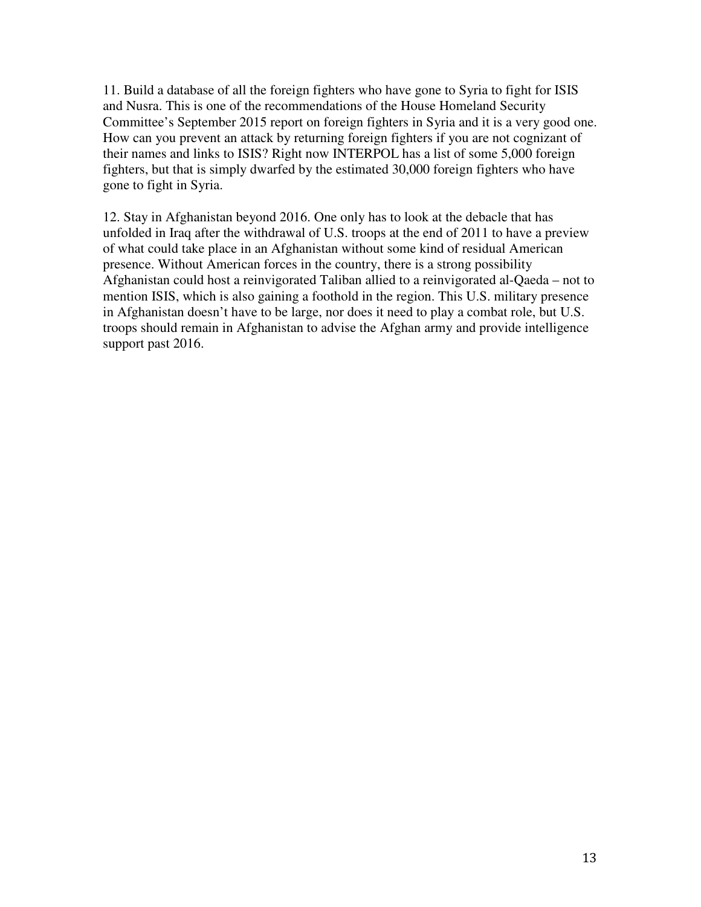11. Build a database of all the foreign fighters who have gone to Syria to fight for ISIS and Nusra. This is one of the recommendations of the House Homeland Security Committee's September 2015 report on foreign fighters in Syria and it is a very good one. How can you prevent an attack by returning foreign fighters if you are not cognizant of their names and links to ISIS? Right now INTERPOL has a list of some 5,000 foreign fighters, but that is simply dwarfed by the estimated 30,000 foreign fighters who have gone to fight in Syria.

12. Stay in Afghanistan beyond 2016. One only has to look at the debacle that has unfolded in Iraq after the withdrawal of U.S. troops at the end of 2011 to have a preview of what could take place in an Afghanistan without some kind of residual American presence. Without American forces in the country, there is a strong possibility Afghanistan could host a reinvigorated Taliban allied to a reinvigorated al-Qaeda – not to mention ISIS, which is also gaining a foothold in the region. This U.S. military presence in Afghanistan doesn't have to be large, nor does it need to play a combat role, but U.S. troops should remain in Afghanistan to advise the Afghan army and provide intelligence support past 2016.